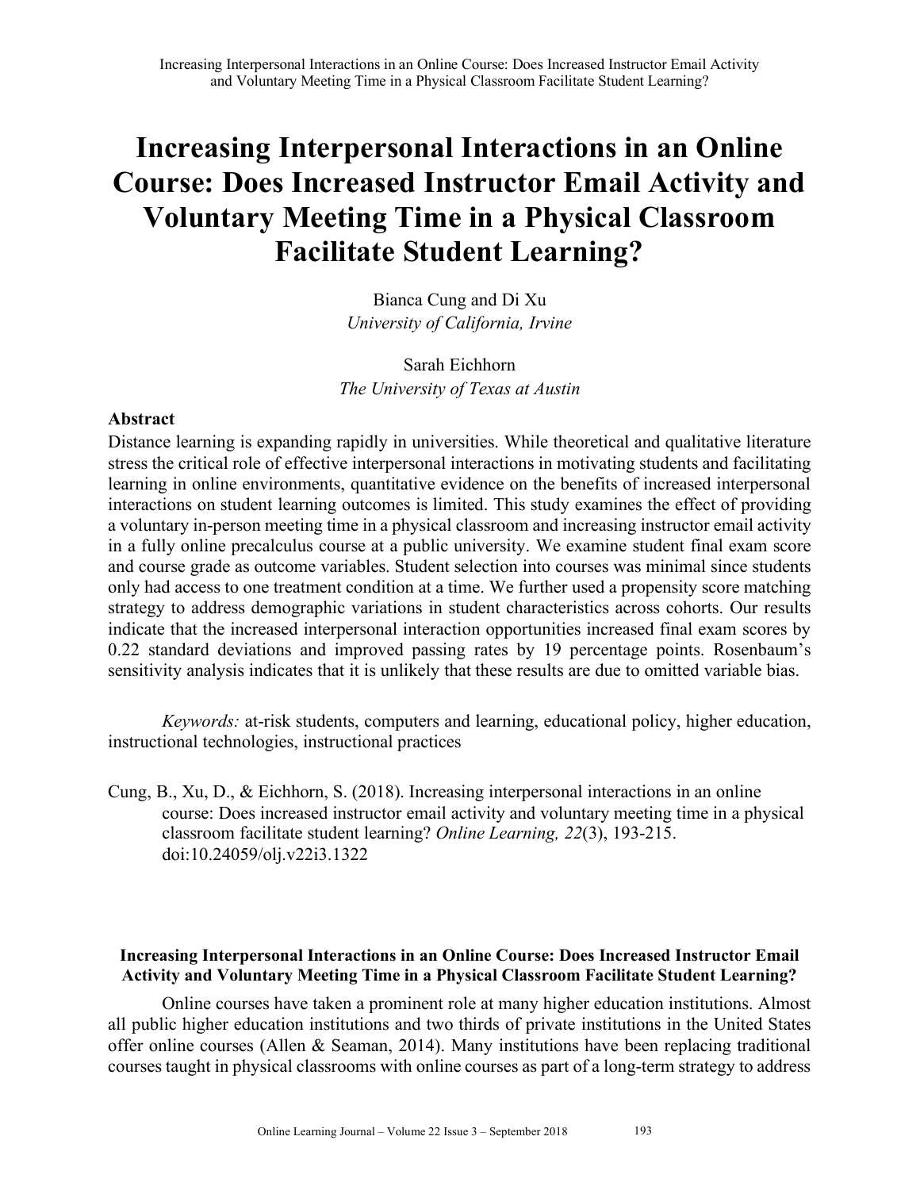# Increasing Interpersonal Interactions in an Online Course: Does Increased Instructor Email Activity and Voluntary Meeting Time in a Physical Classroom Facilitate Student Learning?

Bianca Cung and Di Xu
*University of California, Irvine*

Sarah Eichhorn
*The University of Texas at Austin*

## Abstract

Distance learning is expanding rapidly in universities. While theoretical and qualitative literature stress the critical role of effective interpersonal interactions in motivating students and facilitating learning in online environments, quantitative evidence on the benefits of increased interpersonal interactions on student learning outcomes is limited. This study examines the effect of providing a voluntary in-person meeting time in a physical classroom and increasing instructor email activity in a fully online precalculus course at a public university. We examine student final exam score and course grade as outcome variables. Student selection into courses was minimal since students only had access to one treatment condition at a time. We further used a propensity score matching strategy to address demographic variations in student characteristics across cohorts. Our results indicate that the increased interpersonal interaction opportunities increased final exam scores by 0.22 standard deviations and improved passing rates by 19 percentage points. Rosenbaum's sensitivity analysis indicates that it is unlikely that these results are due to omitted variable bias.

*Keywords:* at-risk students, computers and learning, educational policy, higher education, instructional technologies, instructional practices

Cung, B., Xu, D., & Eichhorn, S. (2018). Increasing interpersonal interactions in an online course: Does increased instructor email activity and voluntary meeting time in a physical classroom facilitate student learning? *Online Learning, 22*(3), 193-215. doi:10.24059/olj.v22i3.1322

### Increasing Interpersonal Interactions in an Online Course: Does Increased Instructor Email Activity and Voluntary Meeting Time in a Physical Classroom Facilitate Student Learning?

Online courses have taken a prominent role at many higher education institutions. Almost all public higher education institutions and two thirds of private institutions in the United States offer online courses (Allen & Seaman, 2014). Many institutions have been replacing traditional courses taught in physical classrooms with online courses as part of a long-term strategy to address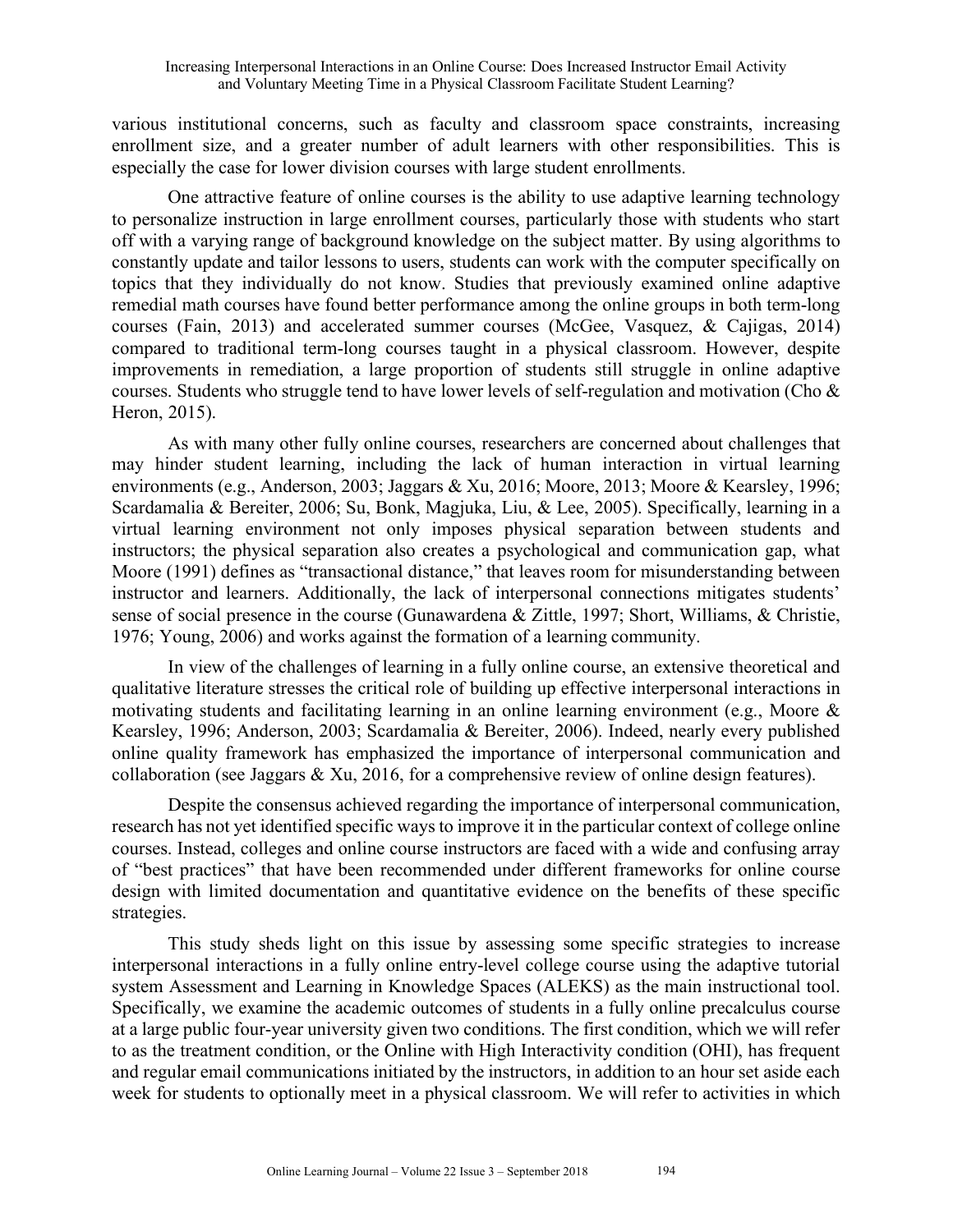various institutional concerns, such as faculty and classroom space constraints, increasing enrollment size, and a greater number of adult learners with other responsibilities. This is especially the case for lower division courses with large student enrollments.

One attractive feature of online courses is the ability to use adaptive learning technology to personalize instruction in large enrollment courses, particularly those with students who start off with a varying range of background knowledge on the subject matter. By using algorithms to constantly update and tailor lessons to users, students can work with the computer specifically on topics that they individually do not know. Studies that previously examined online adaptive remedial math courses have found better performance among the online groups in both term-long courses (Fain, 2013) and accelerated summer courses (McGee, Vasquez, & Cajigas, 2014) compared to traditional term-long courses taught in a physical classroom. However, despite improvements in remediation, a large proportion of students still struggle in online adaptive courses. Students who struggle tend to have lower levels of self-regulation and motivation (Cho & Heron, 2015).

As with many other fully online courses, researchers are concerned about challenges that may hinder student learning, including the lack of human interaction in virtual learning environments (e.g., Anderson, 2003; Jaggars & Xu, 2016; Moore, 2013; Moore & Kearsley, 1996; Scardamalia & Bereiter, 2006; Su, Bonk, Magjuka, Liu, & Lee, 2005). Specifically, learning in a virtual learning environment not only imposes physical separation between students and instructors; the physical separation also creates a psychological and communication gap, what Moore (1991) defines as "transactional distance," that leaves room for misunderstanding between instructor and learners. Additionally, the lack of interpersonal connections mitigates students' sense of social presence in the course (Gunawardena & Zittle, 1997; Short, Williams, & Christie, 1976; Young, 2006) and works against the formation of a learning community.

In view of the challenges of learning in a fully online course, an extensive theoretical and qualitative literature stresses the critical role of building up effective interpersonal interactions in motivating students and facilitating learning in an online learning environment (e.g., Moore & Kearsley, 1996; Anderson, 2003; Scardamalia & Bereiter, 2006). Indeed, nearly every published online quality framework has emphasized the importance of interpersonal communication and collaboration (see Jaggars & Xu, 2016, for a comprehensive review of online design features).

Despite the consensus achieved regarding the importance of interpersonal communication, research has not yet identified specific ways to improve it in the particular context of college online courses. Instead, colleges and online course instructors are faced with a wide and confusing array of "best practices" that have been recommended under different frameworks for online course design with limited documentation and quantitative evidence on the benefits of these specific strategies.

This study sheds light on this issue by assessing some specific strategies to increase interpersonal interactions in a fully online entry-level college course using the adaptive tutorial system Assessment and Learning in Knowledge Spaces (ALEKS) as the main instructional tool. Specifically, we examine the academic outcomes of students in a fully online precalculus course at a large public four-year university given two conditions. The first condition, which we will refer to as the treatment condition, or the Online with High Interactivity condition (OHI), has frequent and regular email communications initiated by the instructors, in addition to an hour set aside each week for students to optionally meet in a physical classroom. We will refer to activities in which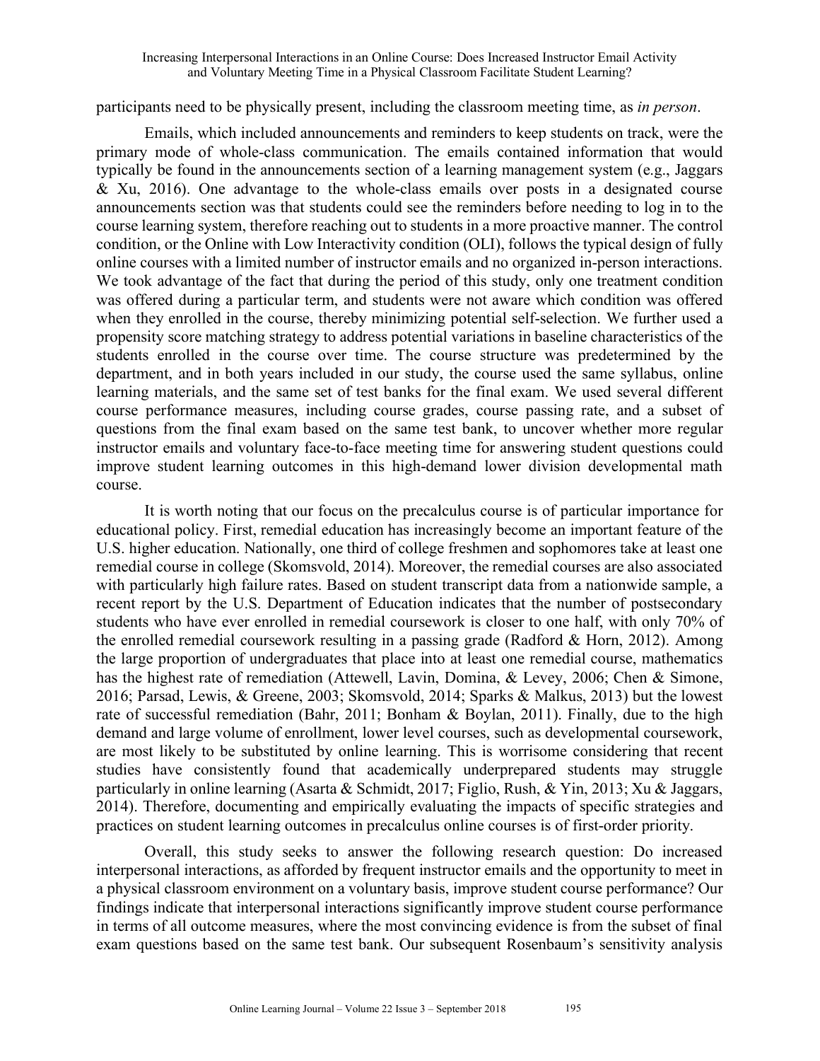participants need to be physically present, including the classroom meeting time, as *in person*.

Emails, which included announcements and reminders to keep students on track, were the primary mode of whole-class communication. The emails contained information that would typically be found in the announcements section of a learning management system (e.g., Jaggars & Xu, 2016). One advantage to the whole-class emails over posts in a designated course announcements section was that students could see the reminders before needing to log in to the course learning system, therefore reaching out to students in a more proactive manner. The control condition, or the Online with Low Interactivity condition (OLI), follows the typical design of fully online courses with a limited number of instructor emails and no organized in-person interactions. We took advantage of the fact that during the period of this study, only one treatment condition was offered during a particular term, and students were not aware which condition was offered when they enrolled in the course, thereby minimizing potential self-selection. We further used a propensity score matching strategy to address potential variations in baseline characteristics of the students enrolled in the course over time. The course structure was predetermined by the department, and in both years included in our study, the course used the same syllabus, online learning materials, and the same set of test banks for the final exam. We used several different course performance measures, including course grades, course passing rate, and a subset of questions from the final exam based on the same test bank, to uncover whether more regular instructor emails and voluntary face-to-face meeting time for answering student questions could improve student learning outcomes in this high-demand lower division developmental math course.

It is worth noting that our focus on the precalculus course is of particular importance for educational policy. First, remedial education has increasingly become an important feature of the U.S. higher education. Nationally, one third of college freshmen and sophomores take at least one remedial course in college (Skomsvold, 2014). Moreover, the remedial courses are also associated with particularly high failure rates. Based on student transcript data from a nationwide sample, a recent report by the U.S. Department of Education indicates that the number of postsecondary students who have ever enrolled in remedial coursework is closer to one half, with only 70% of the enrolled remedial coursework resulting in a passing grade (Radford & Horn, 2012). Among the large proportion of undergraduates that place into at least one remedial course, mathematics has the highest rate of remediation (Attewell, Lavin, Domina, & Levey, 2006; Chen & Simone, 2016; Parsad, Lewis, & Greene, 2003; Skomsvold, 2014; Sparks & Malkus, 2013) but the lowest rate of successful remediation (Bahr, 2011; Bonham & Boylan, 2011). Finally, due to the high demand and large volume of enrollment, lower level courses, such as developmental coursework, are most likely to be substituted by online learning. This is worrisome considering that recent studies have consistently found that academically underprepared students may struggle particularly in online learning (Asarta & Schmidt, 2017; Figlio, Rush, & Yin, 2013; Xu & Jaggars, 2014). Therefore, documenting and empirically evaluating the impacts of specific strategies and practices on student learning outcomes in precalculus online courses is of first-order priority.

Overall, this study seeks to answer the following research question: Do increased interpersonal interactions, as afforded by frequent instructor emails and the opportunity to meet in a physical classroom environment on a voluntary basis, improve student course performance? Our findings indicate that interpersonal interactions significantly improve student course performance in terms of all outcome measures, where the most convincing evidence is from the subset of final exam questions based on the same test bank. Our subsequent Rosenbaum's sensitivity analysis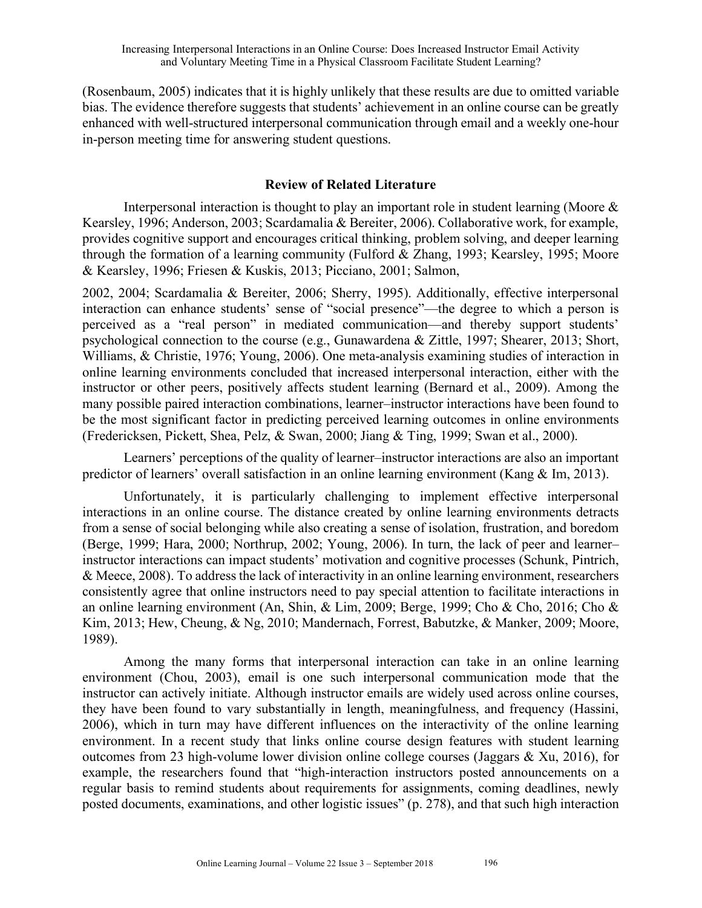(Rosenbaum, 2005) indicates that it is highly unlikely that these results are due to omitted variable bias. The evidence therefore suggests that students' achievement in an online course can be greatly enhanced with well-structured interpersonal communication through email and a weekly one-hour in-person meeting time for answering student questions.

## Review of Related Literature

Interpersonal interaction is thought to play an important role in student learning (Moore & Kearsley, 1996; Anderson, 2003; Scardamalia & Bereiter, 2006). Collaborative work, for example, provides cognitive support and encourages critical thinking, problem solving, and deeper learning through the formation of a learning community (Fulford & Zhang, 1993; Kearsley, 1995; Moore & Kearsley, 1996; Friesen & Kuskis, 2013; Picciano, 2001; Salmon, 2002, 2004; Scardamalia & Bereiter, 2006; Sherry, 1995). Additionally, effective interpersonal interaction can enhance students' sense of "social presence"—the degree to which a person is perceived as a "real person" in mediated communication—and thereby support students' psychological connection to the course (e.g., Gunawardena & Zittle, 1997; Shearer, 2013; Short, Williams, & Christie, 1976; Young, 2006). One meta-analysis examining studies of interaction in online learning environments concluded that increased interpersonal interaction, either with the instructor or other peers, positively affects student learning (Bernard et al., 2009). Among the many possible paired interaction combinations, learner–instructor interactions have been found to be the most significant factor in predicting perceived learning outcomes in online environments (Fredericksen, Pickett, Shea, Pelz, & Swan, 2000; Jiang & Ting, 1999; Swan et al., 2000).

Learners' perceptions of the quality of learner–instructor interactions are also an important predictor of learners' overall satisfaction in an online learning environment (Kang & Im, 2013).

Unfortunately, it is particularly challenging to implement effective interpersonal interactions in an online course. The distance created by online learning environments detracts from a sense of social belonging while also creating a sense of isolation, frustration, and boredom (Berge, 1999; Hara, 2000; Northrup, 2002; Young, 2006). In turn, the lack of peer and learner–instructor interactions can impact students' motivation and cognitive processes (Schunk, Pintrich, & Meece, 2008). To address the lack of interactivity in an online learning environment, researchers consistently agree that online instructors need to pay special attention to facilitate interactions in an online learning environment (An, Shin, & Lim, 2009; Berge, 1999; Cho & Cho, 2016; Cho & Kim, 2013; Hew, Cheung, & Ng, 2010; Mandernach, Forrest, Babutzke, & Manker, 2009; Moore, 1989).

Among the many forms that interpersonal interaction can take in an online learning environment (Chou, 2003), email is one such interpersonal communication mode that the instructor can actively initiate. Although instructor emails are widely used across online courses, they have been found to vary substantially in length, meaningfulness, and frequency (Hassini, 2006), which in turn may have different influences on the interactivity of the online learning environment. In a recent study that links online course design features with student learning outcomes from 23 high-volume lower division online college courses (Jaggars & Xu, 2016), for example, the researchers found that "high-interaction instructors posted announcements on a regular basis to remind students about requirements for assignments, coming deadlines, newly posted documents, examinations, and other logistic issues" (p. 278), and that such high interaction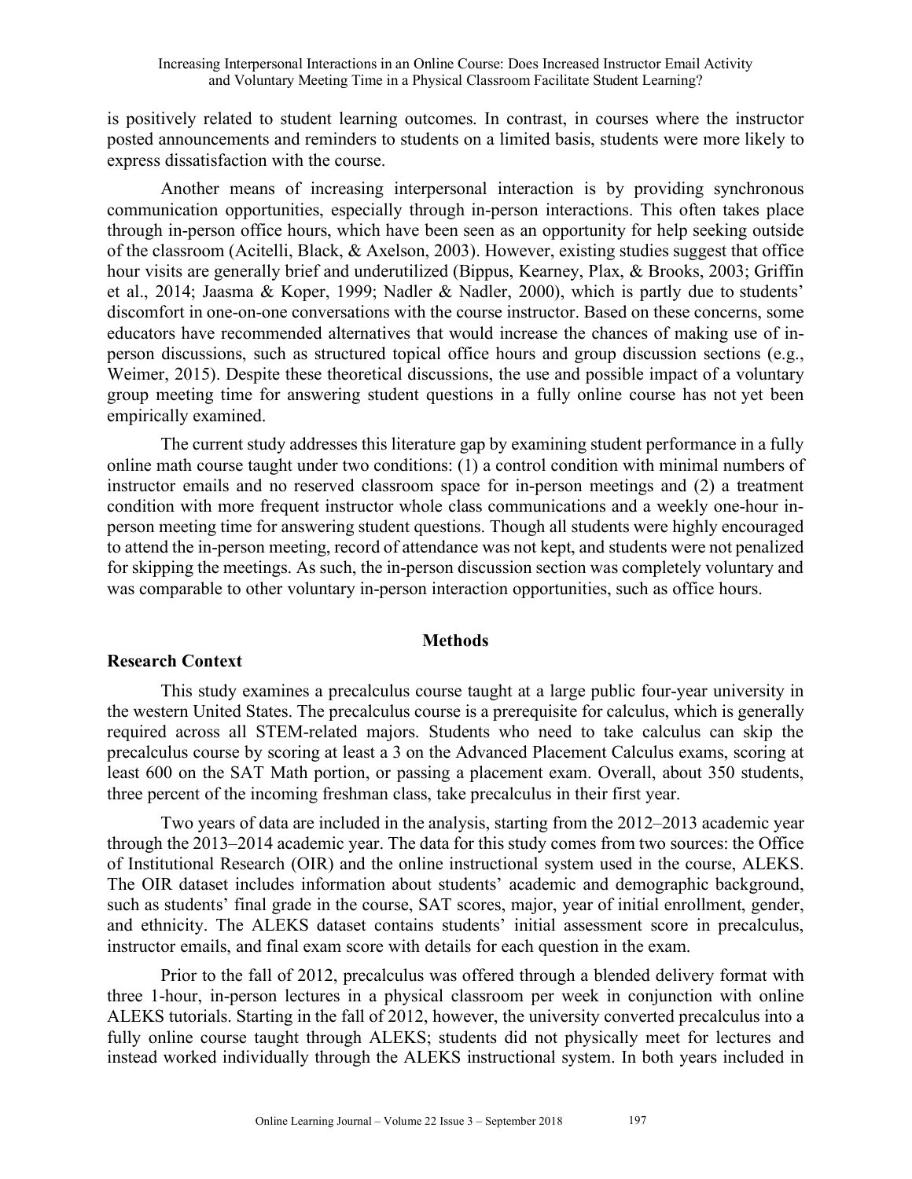is positively related to student learning outcomes. In contrast, in courses where the instructor posted announcements and reminders to students on a limited basis, students were more likely to express dissatisfaction with the course.

Another means of increasing interpersonal interaction is by providing synchronous communication opportunities, especially through in-person interactions. This often takes place through in-person office hours, which have been seen as an opportunity for help seeking outside of the classroom (Acitelli, Black, & Axelson, 2003). However, existing studies suggest that office hour visits are generally brief and underutilized (Bippus, Kearney, Plax, & Brooks, 2003; Griffin et al., 2014; Jaasma & Koper, 1999; Nadler & Nadler, 2000), which is partly due to students' discomfort in one-on-one conversations with the course instructor. Based on these concerns, some educators have recommended alternatives that would increase the chances of making use of in-person discussions, such as structured topical office hours and group discussion sections (e.g., Weimer, 2015). Despite these theoretical discussions, the use and possible impact of a voluntary group meeting time for answering student questions in a fully online course has not yet been empirically examined.

The current study addresses this literature gap by examining student performance in a fully online math course taught under two conditions: (1) a control condition with minimal numbers of instructor emails and no reserved classroom space for in-person meetings and (2) a treatment condition with more frequent instructor whole class communications and a weekly one-hour in-person meeting time for answering student questions. Though all students were highly encouraged to attend the in-person meeting, record of attendance was not kept, and students were not penalized for skipping the meetings. As such, the in-person discussion section was completely voluntary and was comparable to other voluntary in-person interaction opportunities, such as office hours.

## Methods

### Research Context

This study examines a precalculus course taught at a large public four-year university in the western United States. The precalculus course is a prerequisite for calculus, which is generally required across all STEM-related majors. Students who need to take calculus can skip the precalculus course by scoring at least a 3 on the Advanced Placement Calculus exams, scoring at least 600 on the SAT Math portion, or passing a placement exam. Overall, about 350 students, three percent of the incoming freshman class, take precalculus in their first year.

Two years of data are included in the analysis, starting from the 2012–2013 academic year through the 2013–2014 academic year. The data for this study comes from two sources: the Office of Institutional Research (OIR) and the online instructional system used in the course, ALEKS. The OIR dataset includes information about students' academic and demographic background, such as students' final grade in the course, SAT scores, major, year of initial enrollment, gender, and ethnicity. The ALEKS dataset contains students' initial assessment score in precalculus, instructor emails, and final exam score with details for each question in the exam.

Prior to the fall of 2012, precalculus was offered through a blended delivery format with three 1-hour, in-person lectures in a physical classroom per week in conjunction with online ALEKS tutorials. Starting in the fall of 2012, however, the university converted precalculus into a fully online course taught through ALEKS; students did not physically meet for lectures and instead worked individually through the ALEKS instructional system. In both years included in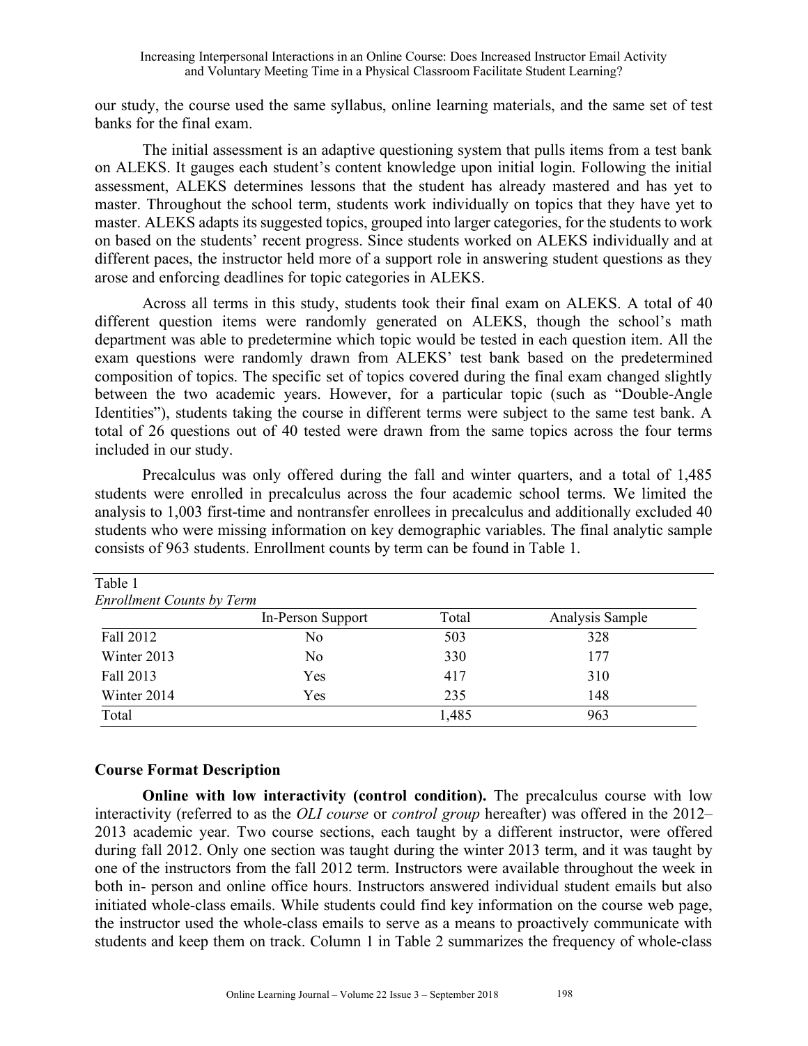our study, the course used the same syllabus, online learning materials, and the same set of test banks for the final exam.

The initial assessment is an adaptive questioning system that pulls items from a test bank on ALEKS. It gauges each student's content knowledge upon initial login. Following the initial assessment, ALEKS determines lessons that the student has already mastered and has yet to master. Throughout the school term, students work individually on topics that they have yet to master. ALEKS adapts its suggested topics, grouped into larger categories, for the students to work on based on the students' recent progress. Since students worked on ALEKS individually and at different paces, the instructor held more of a support role in answering student questions as they arose and enforcing deadlines for topic categories in ALEKS.

Across all terms in this study, students took their final exam on ALEKS. A total of 40 different question items were randomly generated on ALEKS, though the school's math department was able to predetermine which topic would be tested in each question item. All the exam questions were randomly drawn from ALEKS' test bank based on the predetermined composition of topics. The specific set of topics covered during the final exam changed slightly between the two academic years. However, for a particular topic (such as "Double-Angle Identities"), students taking the course in different terms were subject to the same test bank. A total of 26 questions out of 40 tested were drawn from the same topics across the four terms included in our study.

Precalculus was only offered during the fall and winter quarters, and a total of 1,485 students were enrolled in precalculus across the four academic school terms. We limited the analysis to 1,003 first-time and nontransfer enrollees in precalculus and additionally excluded 40 students who were missing information on key demographic variables. The final analytic sample consists of 963 students. Enrollment counts by term can be found in Table 1.

Table 1
*Enrollment Counts by Term*

| | In-Person Support | Total | Analysis Sample |
|---|---|---|---|
| Fall 2012 | No | 503 | 328 |
| Winter 2013 | No | 330 | 177 |
| Fall 2013 | Yes | 417 | 310 |
| Winter 2014 | Yes | 235 | 148 |
| Total | | 1,485 | 963 |

## Course Format Description

**Online with low interactivity (control condition).** The precalculus course with low interactivity (referred to as the *OLI course* or *control group* hereafter) was offered in the 2012–2013 academic year. Two course sections, each taught by a different instructor, were offered during fall 2012. Only one section was taught during the winter 2013 term, and it was taught by one of the instructors from the fall 2012 term. Instructors were available throughout the week in both in- person and online office hours. Instructors answered individual student emails but also initiated whole-class emails. While students could find key information on the course web page, the instructor used the whole-class emails to serve as a means to proactively communicate with students and keep them on track. Column 1 in Table 2 summarizes the frequency of whole-class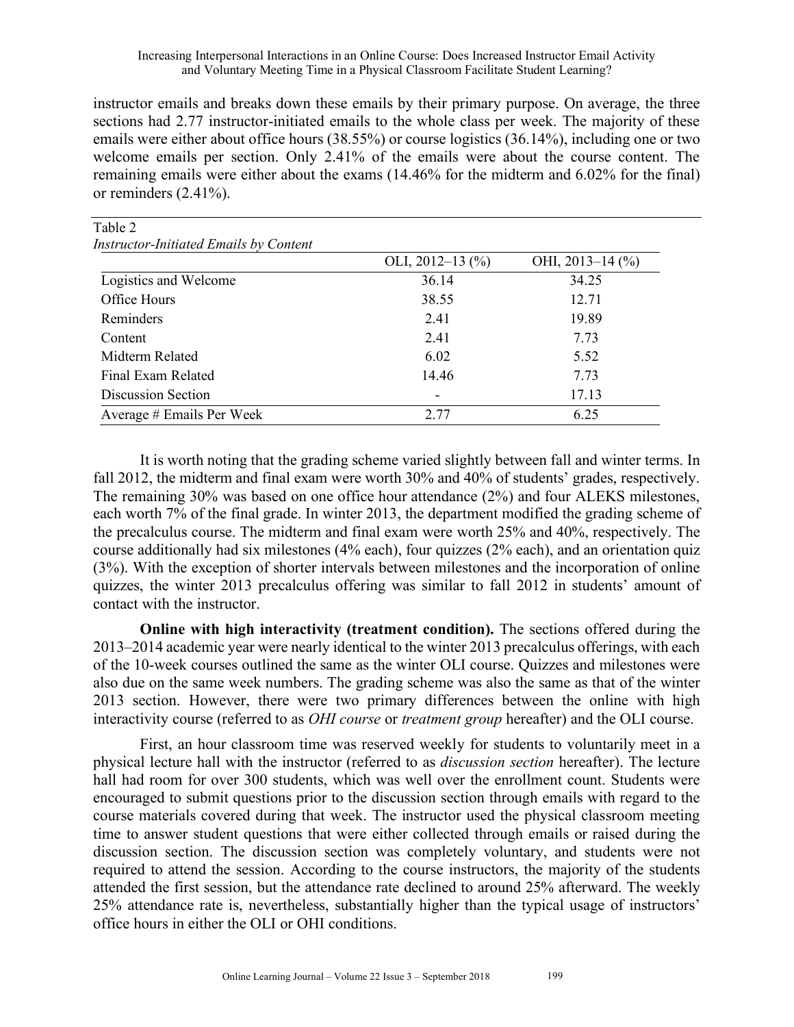instructor emails and breaks down these emails by their primary purpose. On average, the three sections had 2.77 instructor-initiated emails to the whole class per week. The majority of these emails were either about office hours (38.55%) or course logistics (36.14%), including one or two welcome emails per section. Only 2.41% of the emails were about the course content. The remaining emails were either about the exams (14.46% for the midterm and 6.02% for the final) or reminders (2.41%).

Table 2
*Instructor-Initiated Emails by Content*

| | OLI, 2012–13 (%) | OHI, 2013–14 (%) |
|---|---|---|
| Logistics and Welcome | 36.14 | 34.25 |
| Office Hours | 38.55 | 12.71 |
| Reminders | 2.41 | 19.89 |
| Content | 2.41 | 7.73 |
| Midterm Related | 6.02 | 5.52 |
| Final Exam Related | 14.46 | 7.73 |
| Discussion Section | - | 17.13 |
| Average # Emails Per Week | 2.77 | 6.25 |

It is worth noting that the grading scheme varied slightly between fall and winter terms. In fall 2012, the midterm and final exam were worth 30% and 40% of students' grades, respectively. The remaining 30% was based on one office hour attendance (2%) and four ALEKS milestones, each worth 7% of the final grade. In winter 2013, the department modified the grading scheme of the precalculus course. The midterm and final exam were worth 25% and 40%, respectively. The course additionally had six milestones (4% each), four quizzes (2% each), and an orientation quiz (3%). With the exception of shorter intervals between milestones and the incorporation of online quizzes, the winter 2013 precalculus offering was similar to fall 2012 in students' amount of contact with the instructor.

**Online with high interactivity (treatment condition).** The sections offered during the 2013–2014 academic year were nearly identical to the winter 2013 precalculus offerings, with each of the 10-week courses outlined the same as the winter OLI course. Quizzes and milestones were also due on the same week numbers. The grading scheme was also the same as that of the winter 2013 section. However, there were two primary differences between the online with high interactivity course (referred to as *OHI course* or *treatment group* hereafter) and the OLI course.

First, an hour classroom time was reserved weekly for students to voluntarily meet in a physical lecture hall with the instructor (referred to as *discussion section* hereafter). The lecture hall had room for over 300 students, which was well over the enrollment count. Students were encouraged to submit questions prior to the discussion section through emails with regard to the course materials covered during that week. The instructor used the physical classroom meeting time to answer student questions that were either collected through emails or raised during the discussion section. The discussion section was completely voluntary, and students were not required to attend the session. According to the course instructors, the majority of the students attended the first session, but the attendance rate declined to around 25% afterward. The weekly 25% attendance rate is, nevertheless, substantially higher than the typical usage of instructors' office hours in either the OLI or OHI conditions.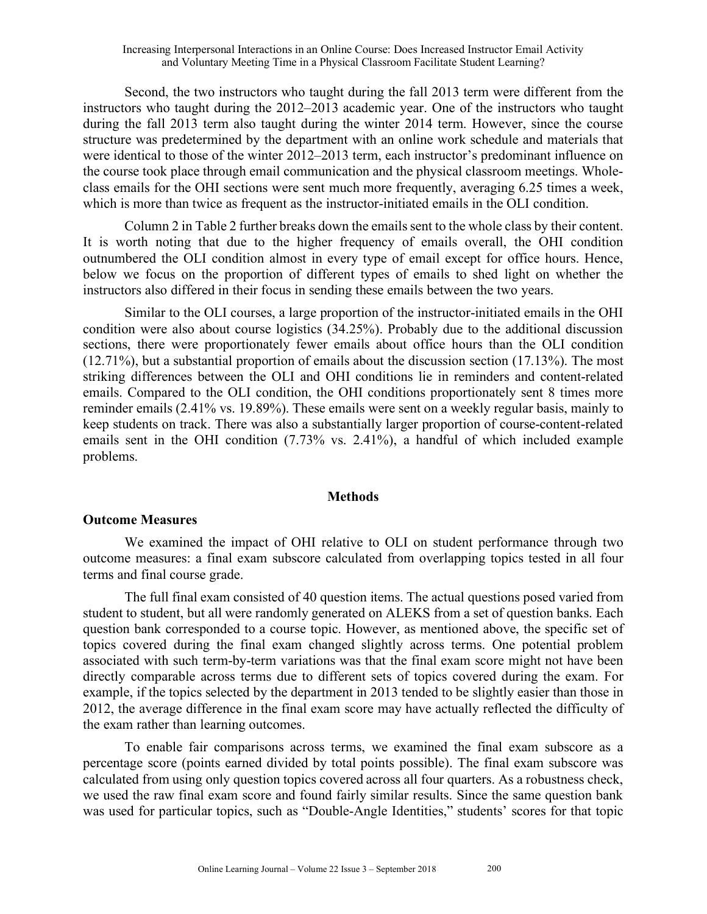Second, the two instructors who taught during the fall 2013 term were different from the instructors who taught during the 2012–2013 academic year. One of the instructors who taught during the fall 2013 term also taught during the winter 2014 term. However, since the course structure was predetermined by the department with an online work schedule and materials that were identical to those of the winter 2012–2013 term, each instructor's predominant influence on the course took place through email communication and the physical classroom meetings. Whole-class emails for the OHI sections were sent much more frequently, averaging 6.25 times a week, which is more than twice as frequent as the instructor-initiated emails in the OLI condition.

Column 2 in Table 2 further breaks down the emails sent to the whole class by their content. It is worth noting that due to the higher frequency of emails overall, the OHI condition outnumbered the OLI condition almost in every type of email except for office hours. Hence, below we focus on the proportion of different types of emails to shed light on whether the instructors also differed in their focus in sending these emails between the two years.

Similar to the OLI courses, a large proportion of the instructor-initiated emails in the OHI condition were also about course logistics (34.25%). Probably due to the additional discussion sections, there were proportionately fewer emails about office hours than the OLI condition (12.71%), but a substantial proportion of emails about the discussion section (17.13%). The most striking differences between the OLI and OHI conditions lie in reminders and content-related emails. Compared to the OLI condition, the OHI conditions proportionately sent 8 times more reminder emails (2.41% vs. 19.89%). These emails were sent on a weekly regular basis, mainly to keep students on track. There was also a substantially larger proportion of course-content-related emails sent in the OHI condition (7.73% vs. 2.41%), a handful of which included example problems.

## Methods

### Outcome Measures

We examined the impact of OHI relative to OLI on student performance through two outcome measures: a final exam subscore calculated from overlapping topics tested in all four terms and final course grade.

The full final exam consisted of 40 question items. The actual questions posed varied from student to student, but all were randomly generated on ALEKS from a set of question banks. Each question bank corresponded to a course topic. However, as mentioned above, the specific set of topics covered during the final exam changed slightly across terms. One potential problem associated with such term-by-term variations was that the final exam score might not have been directly comparable across terms due to different sets of topics covered during the exam. For example, if the topics selected by the department in 2013 tended to be slightly easier than those in 2012, the average difference in the final exam score may have actually reflected the difficulty of the exam rather than learning outcomes.

To enable fair comparisons across terms, we examined the final exam subscore as a percentage score (points earned divided by total points possible). The final exam subscore was calculated from using only question topics covered across all four quarters. As a robustness check, we used the raw final exam score and found fairly similar results. Since the same question bank was used for particular topics, such as "Double-Angle Identities," students' scores for that topic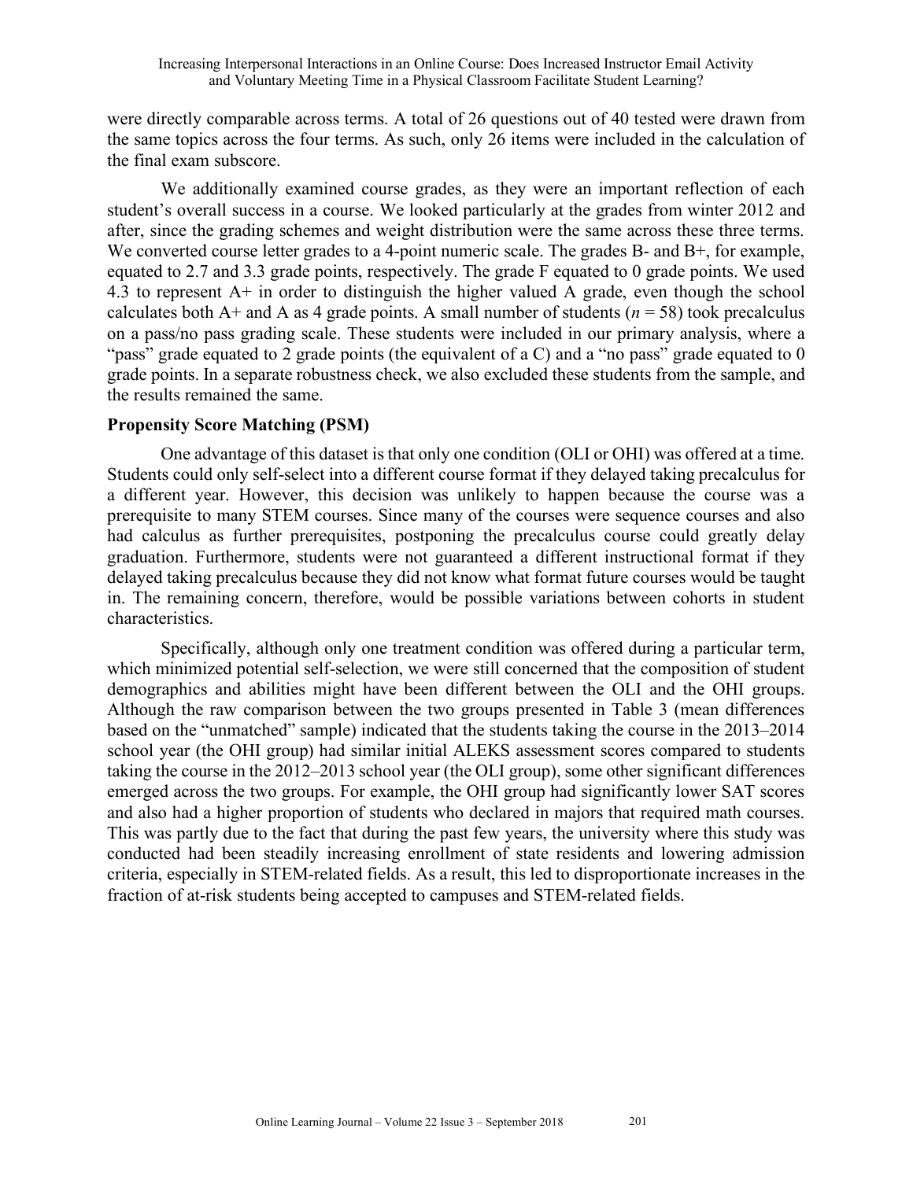were directly comparable across terms. A total of 26 questions out of 40 tested were drawn from the same topics across the four terms. As such, only 26 items were included in the calculation of the final exam subscore.

We additionally examined course grades, as they were an important reflection of each student's overall success in a course. We looked particularly at the grades from winter 2012 and after, since the grading schemes and weight distribution were the same across these three terms. We converted course letter grades to a 4-point numeric scale. The grades B- and B+, for example, equated to 2.7 and 3.3 grade points, respectively. The grade F equated to 0 grade points. We used 4.3 to represent A+ in order to distinguish the higher valued A grade, even though the school calculates both A+ and A as 4 grade points. A small number of students ($n$ = 58) took precalculus on a pass/no pass grading scale. These students were included in our primary analysis, where a "pass" grade equated to 2 grade points (the equivalent of a C) and a "no pass" grade equated to 0 grade points. In a separate robustness check, we also excluded these students from the sample, and the results remained the same.

### Propensity Score Matching (PSM)

One advantage of this dataset is that only one condition (OLI or OHI) was offered at a time. Students could only self-select into a different course format if they delayed taking precalculus for a different year. However, this decision was unlikely to happen because the course was a prerequisite to many STEM courses. Since many of the courses were sequence courses and also had calculus as further prerequisites, postponing the precalculus course could greatly delay graduation. Furthermore, students were not guaranteed a different instructional format if they delayed taking precalculus because they did not know what format future courses would be taught in. The remaining concern, therefore, would be possible variations between cohorts in student characteristics.

Specifically, although only one treatment condition was offered during a particular term, which minimized potential self-selection, we were still concerned that the composition of student demographics and abilities might have been different between the OLI and the OHI groups. Although the raw comparison between the two groups presented in Table 3 (mean differences based on the "unmatched" sample) indicated that the students taking the course in the 2013–2014 school year (the OHI group) had similar initial ALEKS assessment scores compared to students taking the course in the 2012–2013 school year (the OLI group), some other significant differences emerged across the two groups. For example, the OHI group had significantly lower SAT scores and also had a higher proportion of students who declared in majors that required math courses. This was partly due to the fact that during the past few years, the university where this study was conducted had been steadily increasing enrollment of state residents and lowering admission criteria, especially in STEM-related fields. As a result, this led to disproportionate increases in the fraction of at-risk students being accepted to campuses and STEM-related fields.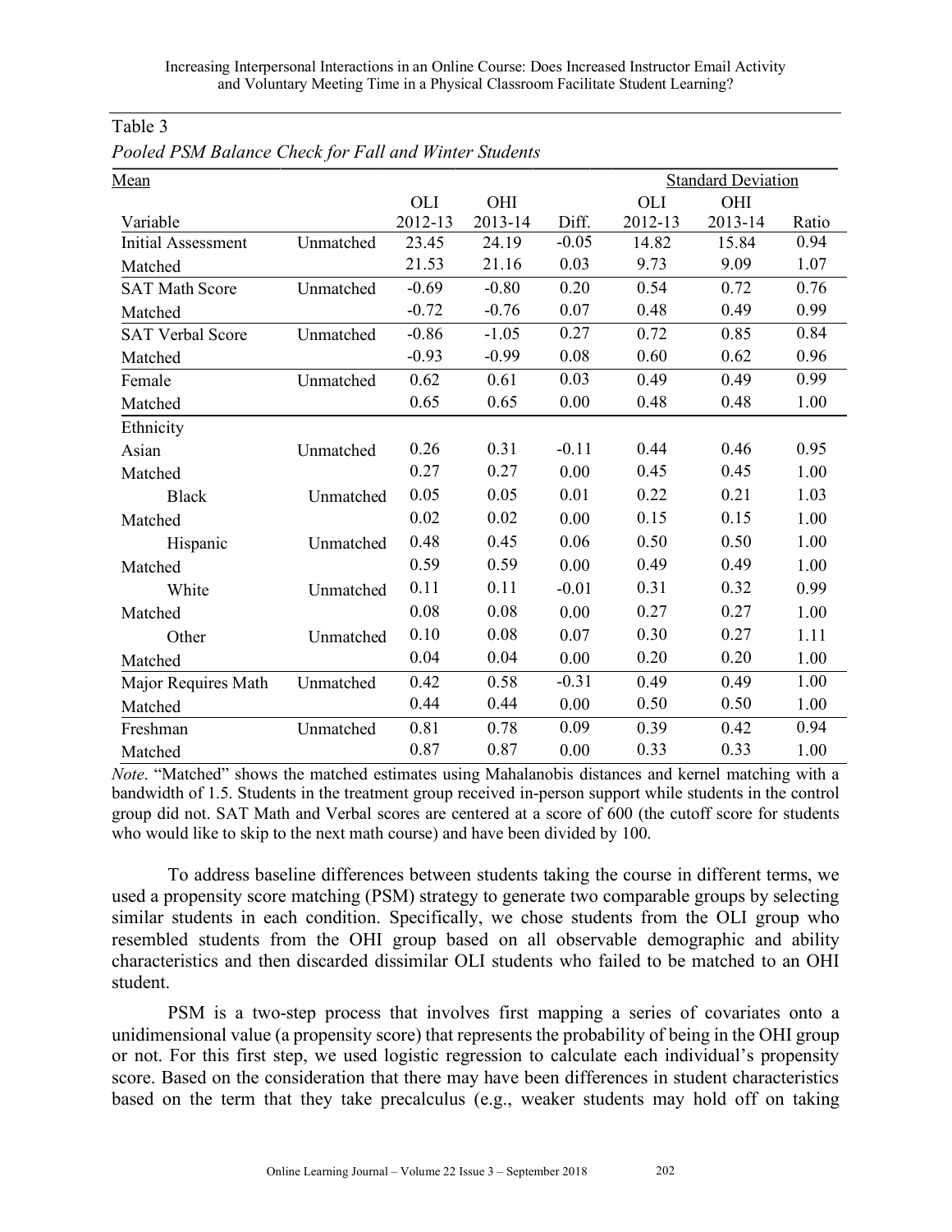Table 3

*Pooled PSM Balance Check for Fall and Winter Students*

| Mean | | | | | Standard Deviation | | |
|---|---|---|---|---|---|---|---|
| Variable | | OLI 2012-13 | OHI 2013-14 | Diff. | OLI 2012-13 | OHI 2013-14 | Ratio |
| Initial Assessment | Unmatched | 23.45 | 24.19 | -0.05 | 14.82 | 15.84 | 0.94 |
| Matched | | 21.53 | 21.16 | 0.03 | 9.73 | 9.09 | 1.07 |
| SAT Math Score | Unmatched | -0.69 | -0.80 | 0.20 | 0.54 | 0.72 | 0.76 |
| Matched | | -0.72 | -0.76 | 0.07 | 0.48 | 0.49 | 0.99 |
| SAT Verbal Score | Unmatched | -0.86 | -1.05 | 0.27 | 0.72 | 0.85 | 0.84 |
| Matched | | -0.93 | -0.99 | 0.08 | 0.60 | 0.62 | 0.96 |
| Female | Unmatched | 0.62 | 0.61 | 0.03 | 0.49 | 0.49 | 0.99 |
| Matched | | 0.65 | 0.65 | 0.00 | 0.48 | 0.48 | 1.00 |
| Ethnicity | | | | | | | |
| Asian | Unmatched | 0.26 | 0.31 | -0.11 | 0.44 | 0.46 | 0.95 |
| Matched | | 0.27 | 0.27 | 0.00 | 0.45 | 0.45 | 1.00 |
| Black | Unmatched | 0.05 | 0.05 | 0.01 | 0.22 | 0.21 | 1.03 |
| Matched | | 0.02 | 0.02 | 0.00 | 0.15 | 0.15 | 1.00 |
| Hispanic | Unmatched | 0.48 | 0.45 | 0.06 | 0.50 | 0.50 | 1.00 |
| Matched | | 0.59 | 0.59 | 0.00 | 0.49 | 0.49 | 1.00 |
| White | Unmatched | 0.11 | 0.11 | -0.01 | 0.31 | 0.32 | 0.99 |
| Matched | | 0.08 | 0.08 | 0.00 | 0.27 | 0.27 | 1.00 |
| Other | Unmatched | 0.10 | 0.08 | 0.07 | 0.30 | 0.27 | 1.11 |
| Matched | | 0.04 | 0.04 | 0.00 | 0.20 | 0.20 | 1.00 |
| Major Requires Math | Unmatched | 0.42 | 0.58 | -0.31 | 0.49 | 0.49 | 1.00 |
| Matched | | 0.44 | 0.44 | 0.00 | 0.50 | 0.50 | 1.00 |
| Freshman | Unmatched | 0.81 | 0.78 | 0.09 | 0.39 | 0.42 | 0.94 |
| Matched | | 0.87 | 0.87 | 0.00 | 0.33 | 0.33 | 1.00 |

*Note*. "Matched" shows the matched estimates using Mahalanobis distances and kernel matching with a bandwidth of 1.5. Students in the treatment group received in-person support while students in the control group did not. SAT Math and Verbal scores are centered at a score of 600 (the cutoff score for students who would like to skip to the next math course) and have been divided by 100.

To address baseline differences between students taking the course in different terms, we used a propensity score matching (PSM) strategy to generate two comparable groups by selecting similar students in each condition. Specifically, we chose students from the OLI group who resembled students from the OHI group based on all observable demographic and ability characteristics and then discarded dissimilar OLI students who failed to be matched to an OHI student.

PSM is a two-step process that involves first mapping a series of covariates onto a unidimensional value (a propensity score) that represents the probability of being in the OHI group or not. For this first step, we used logistic regression to calculate each individual's propensity score. Based on the consideration that there may have been differences in student characteristics based on the term that they take precalculus (e.g., weaker students may hold off on taking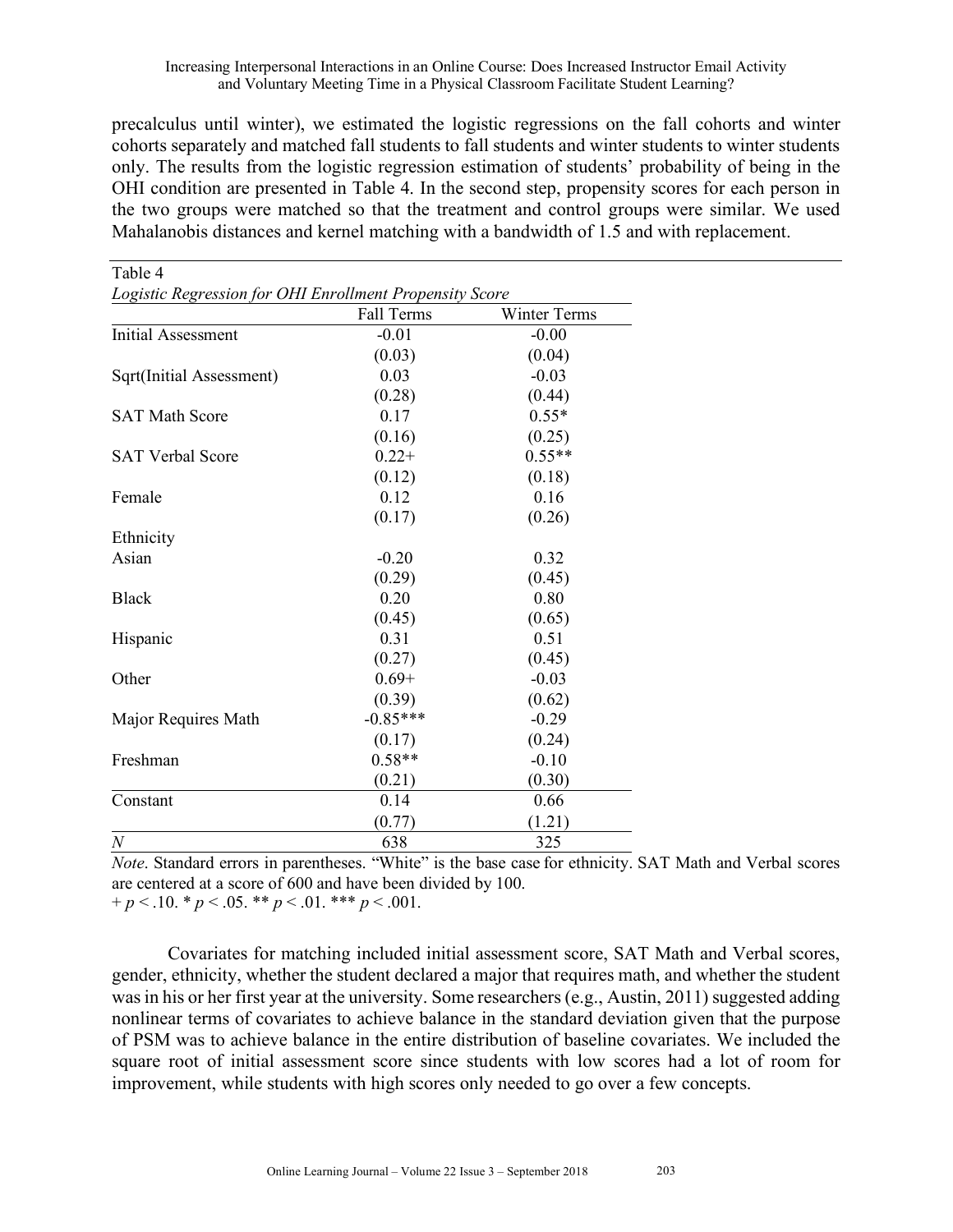precalculus until winter), we estimated the logistic regressions on the fall cohorts and winter cohorts separately and matched fall students to fall students and winter students to winter students only. The results from the logistic regression estimation of students' probability of being in the OHI condition are presented in Table 4. In the second step, propensity scores for each person in the two groups were matched so that the treatment and control groups were similar. We used Mahalanobis distances and kernel matching with a bandwidth of 1.5 and with replacement.

Table 4
*Logistic Regression for OHI Enrollment Propensity Score*

| | Fall Terms | Winter Terms |
|---|---|---|
| Initial Assessment | -0.01 | -0.00 |
| | (0.03) | (0.04) |
| Sqrt(Initial Assessment) | 0.03 | -0.03 |
| | (0.28) | (0.44) |
| SAT Math Score | 0.17 | 0.55* |
| | (0.16) | (0.25) |
| SAT Verbal Score | 0.22+ | 0.55** |
| | (0.12) | (0.18) |
| Female | 0.12 | 0.16 |
| | (0.17) | (0.26) |
| Ethnicity | | |
| Asian | -0.20 | 0.32 |
| | (0.29) | (0.45) |
| Black | 0.20 | 0.80 |
| | (0.45) | (0.65) |
| Hispanic | 0.31 | 0.51 |
| | (0.27) | (0.45) |
| Other | 0.69+ | -0.03 |
| | (0.39) | (0.62) |
| Major Requires Math | -0.85*** | -0.29 |
| | (0.17) | (0.24) |
| Freshman | 0.58** | -0.10 |
| | (0.21) | (0.30) |
| Constant | 0.14 | 0.66 |
| | (0.77) | (1.21) |
| *N* | 638 | 325 |

*Note*. Standard errors in parentheses. "White" is the base case for ethnicity. SAT Math and Verbal scores are centered at a score of 600 and have been divided by 100.
+ $p < .10$. * $p < .05$. ** $p < .01$. *** $p < .001$.

Covariates for matching included initial assessment score, SAT Math and Verbal scores, gender, ethnicity, whether the student declared a major that requires math, and whether the student was in his or her first year at the university. Some researchers (e.g., Austin, 2011) suggested adding nonlinear terms of covariates to achieve balance in the standard deviation given that the purpose of PSM was to achieve balance in the entire distribution of baseline covariates. We included the square root of initial assessment score since students with low scores had a lot of room for improvement, while students with high scores only needed to go over a few concepts.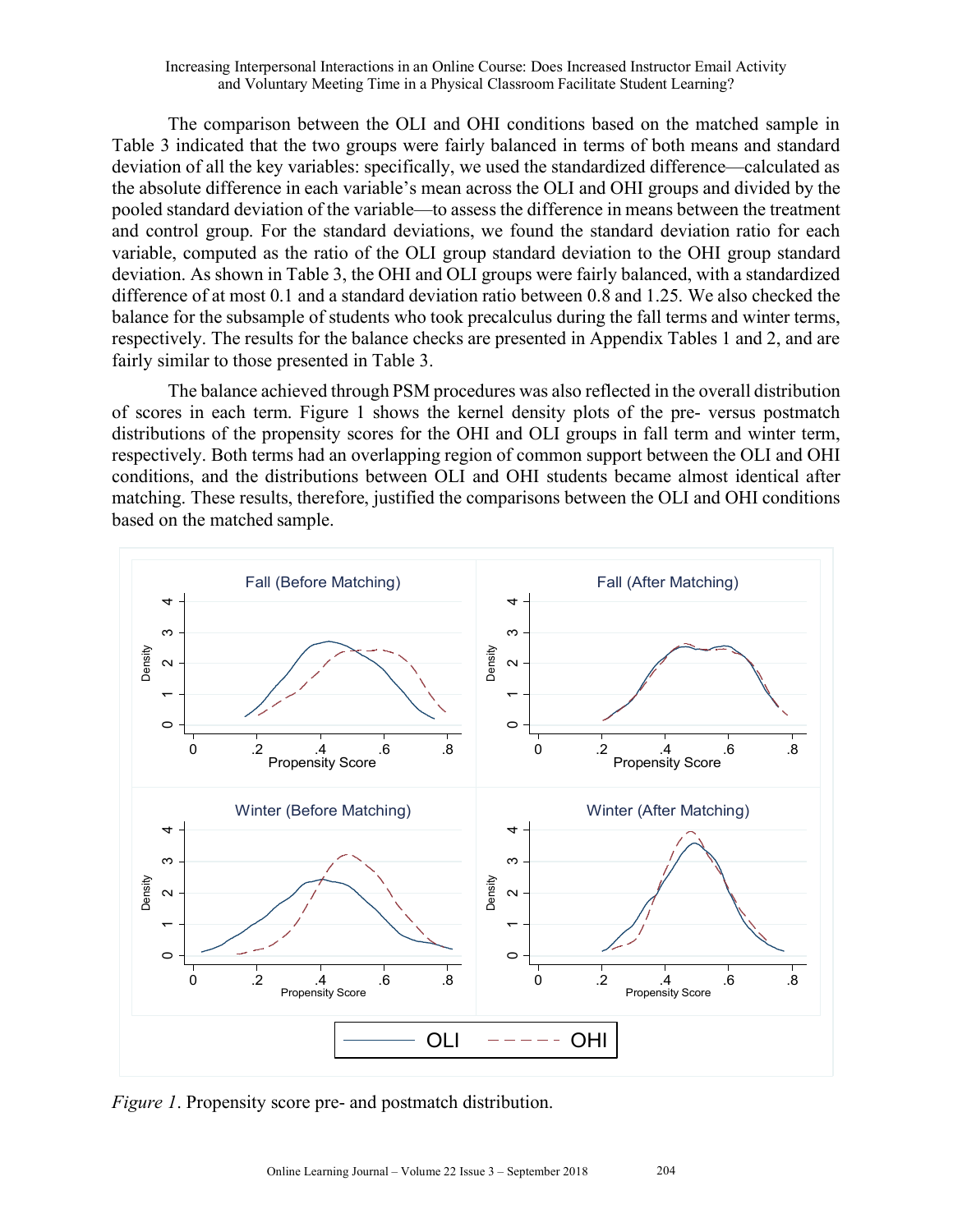The comparison between the OLI and OHI conditions based on the matched sample in Table 3 indicated that the two groups were fairly balanced in terms of both means and standard deviation of all the key variables: specifically, we used the standardized difference—calculated as the absolute difference in each variable's mean across the OLI and OHI groups and divided by the pooled standard deviation of the variable—to assess the difference in means between the treatment and control group. For the standard deviations, we found the standard deviation ratio for each variable, computed as the ratio of the OLI group standard deviation to the OHI group standard deviation. As shown in Table 3, the OHI and OLI groups were fairly balanced, with a standardized difference of at most 0.1 and a standard deviation ratio between 0.8 and 1.25. We also checked the balance for the subsample of students who took precalculus during the fall terms and winter terms, respectively. The results for the balance checks are presented in Appendix Tables 1 and 2, and are fairly similar to those presented in Table 3.

The balance achieved through PSM procedures was also reflected in the overall distribution of scores in each term. Figure 1 shows the kernel density plots of the pre- versus postmatch distributions of the propensity scores for the OHI and OLI groups in fall term and winter term, respectively. Both terms had an overlapping region of common support between the OLI and OHI conditions, and the distributions between OLI and OHI students became almost identical after matching. These results, therefore, justified the comparisons between the OLI and OHI conditions based on the matched sample.

*Figure 1*. Propensity score pre- and postmatch distribution.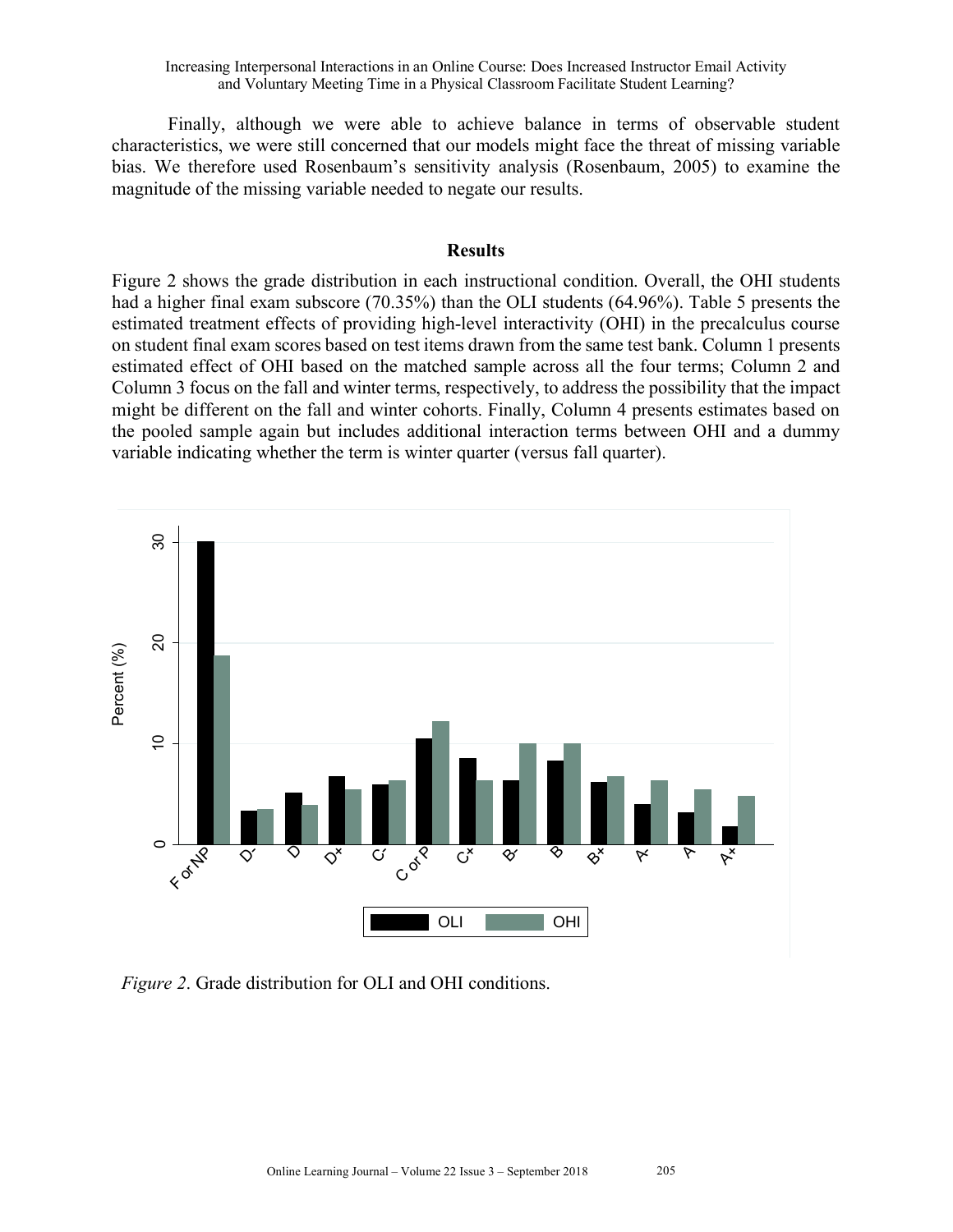Finally, although we were able to achieve balance in terms of observable student characteristics, we were still concerned that our models might face the threat of missing variable bias. We therefore used Rosenbaum's sensitivity analysis (Rosenbaum, 2005) to examine the magnitude of the missing variable needed to negate our results.

## Results

Figure 2 shows the grade distribution in each instructional condition. Overall, the OHI students had a higher final exam subscore (70.35%) than the OLI students (64.96%). Table 5 presents the estimated treatment effects of providing high-level interactivity (OHI) in the precalculus course on student final exam scores based on test items drawn from the same test bank. Column 1 presents estimated effect of OHI based on the matched sample across all the four terms; Column 2 and Column 3 focus on the fall and winter terms, respectively, to address the possibility that the impact might be different on the fall and winter cohorts. Finally, Column 4 presents estimates based on the pooled sample again but includes additional interaction terms between OHI and a dummy variable indicating whether the term is winter quarter (versus fall quarter).

*Figure 2*. Grade distribution for OLI and OHI conditions.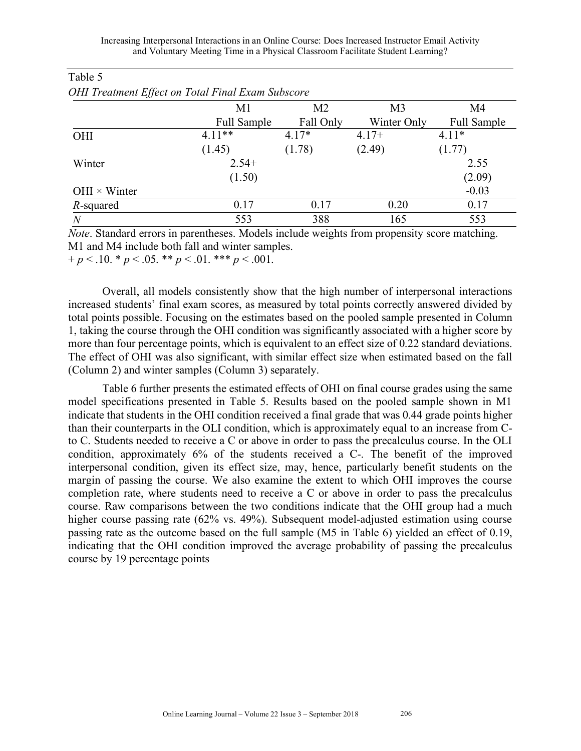Table 5

*OHI Treatment Effect on Total Final Exam Subscore*

| | M1 | M2 | M3 | M4 |
|---|---|---|---|---|
| | Full Sample | Fall Only | Winter Only | Full Sample |
| OHI | 4.11** | 4.17* | 4.17+ | 4.11* |
| | (1.45) | (1.78) | (2.49) | (1.77) |
| Winter | 2.54+ | | | 2.55 |
| | (1.50) | | | (2.09) |
| OHI × Winter | | | | -0.03 |
| *R*-squared | 0.17 | 0.17 | 0.20 | 0.17 |
| *N* | 553 | 388 | 165 | 553 |

*Note*. Standard errors in parentheses. Models include weights from propensity score matching. M1 and M4 include both fall and winter samples.

+ $p < .10$. * $p < .05$. ** $p < .01$. *** $p < .001$.

Overall, all models consistently show that the high number of interpersonal interactions increased students' final exam scores, as measured by total points correctly answered divided by total points possible. Focusing on the estimates based on the pooled sample presented in Column 1, taking the course through the OHI condition was significantly associated with a higher score by more than four percentage points, which is equivalent to an effect size of 0.22 standard deviations. The effect of OHI was also significant, with similar effect size when estimated based on the fall (Column 2) and winter samples (Column 3) separately.

Table 6 further presents the estimated effects of OHI on final course grades using the same model specifications presented in Table 5. Results based on the pooled sample shown in M1 indicate that students in the OHI condition received a final grade that was 0.44 grade points higher than their counterparts in the OLI condition, which is approximately equal to an increase from C- to C. Students needed to receive a C or above in order to pass the precalculus course. In the OLI condition, approximately 6% of the students received a C-. The benefit of the improved interpersonal condition, given its effect size, may, hence, particularly benefit students on the margin of passing the course. We also examine the extent to which OHI improves the course completion rate, where students need to receive a C or above in order to pass the precalculus course. Raw comparisons between the two conditions indicate that the OHI group had a much higher course passing rate (62% vs. 49%). Subsequent model-adjusted estimation using course passing rate as the outcome based on the full sample (M5 in Table 6) yielded an effect of 0.19, indicating that the OHI condition improved the average probability of passing the precalculus course by 19 percentage points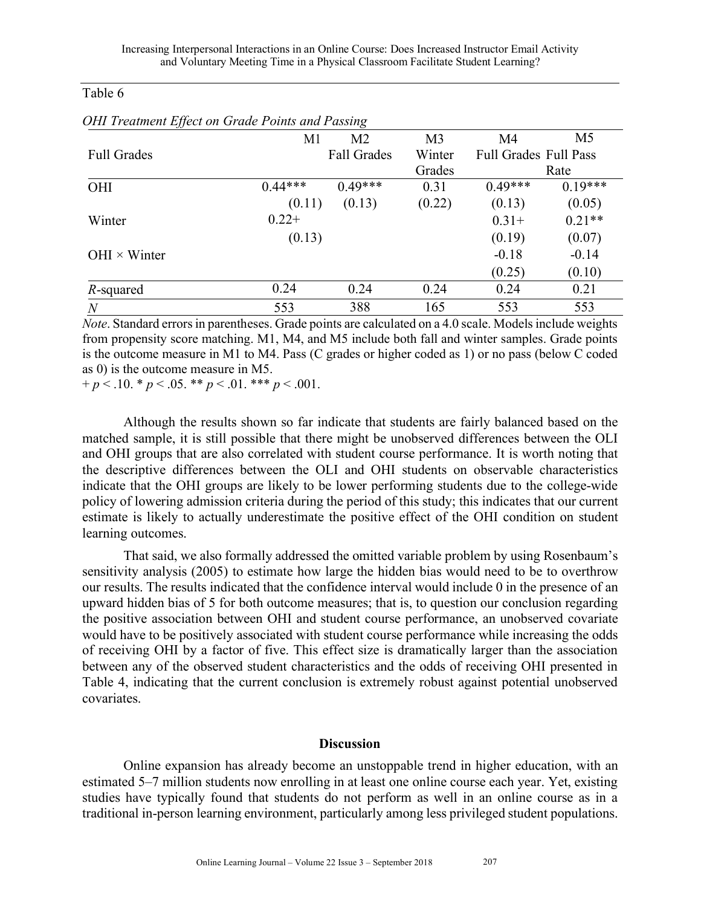Table 6

*OHI Treatment Effect on Grade Points and Passing*

| | M1 Full Grades | M2 Fall Grades | M3 Winter Grades | M4 Full Grades | M5 Full Pass Rate |
|---|---|---|---|---|---|
| OHI | 0.44*** | 0.49*** | 0.31 | 0.49*** | 0.19*** |
| | (0.11) | (0.13) | (0.22) | (0.13) | (0.05) |
| Winter | 0.22+ | | | 0.31+ | 0.21** |
| | (0.13) | | | (0.19) | (0.07) |
| OHI × Winter | | | | -0.18 | -0.14 |
| | | | | (0.25) | (0.10) |
| *R*-squared | 0.24 | 0.24 | 0.24 | 0.24 | 0.21 |
| *N* | 553 | 388 | 165 | 553 | 553 |

*Note*. Standard errors in parentheses. Grade points are calculated on a 4.0 scale. Models include weights from propensity score matching. M1, M4, and M5 include both fall and winter samples. Grade points is the outcome measure in M1 to M4. Pass (C grades or higher coded as 1) or no pass (below C coded as 0) is the outcome measure in M5.

+ $p < .10$. * $p < .05$. ** $p < .01$. *** $p < .001$.

Although the results shown so far indicate that students are fairly balanced based on the matched sample, it is still possible that there might be unobserved differences between the OLI and OHI groups that are also correlated with student course performance. It is worth noting that the descriptive differences between the OLI and OHI students on observable characteristics indicate that the OHI groups are likely to be lower performing students due to the college-wide policy of lowering admission criteria during the period of this study; this indicates that our current estimate is likely to actually underestimate the positive effect of the OHI condition on student learning outcomes.

That said, we also formally addressed the omitted variable problem by using Rosenbaum's sensitivity analysis (2005) to estimate how large the hidden bias would need to be to overthrow our results. The results indicated that the confidence interval would include 0 in the presence of an upward hidden bias of 5 for both outcome measures; that is, to question our conclusion regarding the positive association between OHI and student course performance, an unobserved covariate would have to be positively associated with student course performance while increasing the odds of receiving OHI by a factor of five. This effect size is dramatically larger than the association between any of the observed student characteristics and the odds of receiving OHI presented in Table 4, indicating that the current conclusion is extremely robust against potential unobserved covariates.

## Discussion

Online expansion has already become an unstoppable trend in higher education, with an estimated 5–7 million students now enrolling in at least one online course each year. Yet, existing studies have typically found that students do not perform as well in an online course as in a traditional in-person learning environment, particularly among less privileged student populations.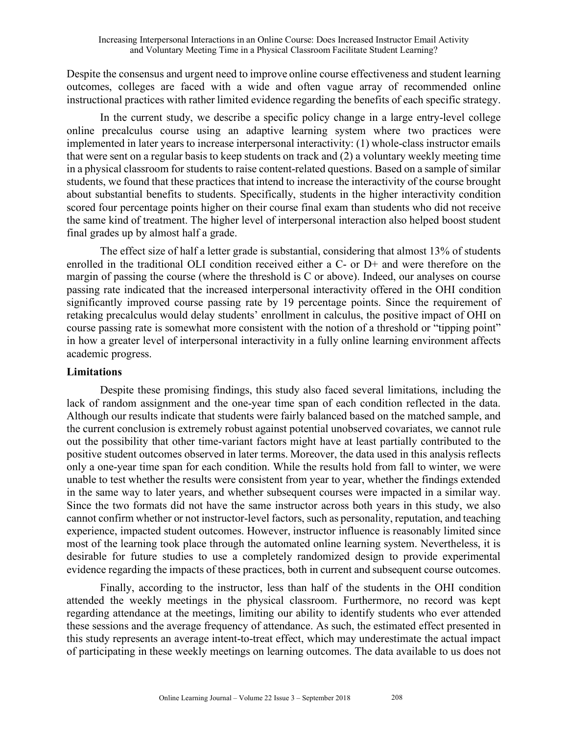Despite the consensus and urgent need to improve online course effectiveness and student learning outcomes, colleges are faced with a wide and often vague array of recommended online instructional practices with rather limited evidence regarding the benefits of each specific strategy.

In the current study, we describe a specific policy change in a large entry-level college online precalculus course using an adaptive learning system where two practices were implemented in later years to increase interpersonal interactivity: (1) whole-class instructor emails that were sent on a regular basis to keep students on track and (2) a voluntary weekly meeting time in a physical classroom for students to raise content-related questions. Based on a sample of similar students, we found that these practices that intend to increase the interactivity of the course brought about substantial benefits to students. Specifically, students in the higher interactivity condition scored four percentage points higher on their course final exam than students who did not receive the same kind of treatment. The higher level of interpersonal interaction also helped boost student final grades up by almost half a grade.

The effect size of half a letter grade is substantial, considering that almost 13% of students enrolled in the traditional OLI condition received either a C- or D+ and were therefore on the margin of passing the course (where the threshold is C or above). Indeed, our analyses on course passing rate indicated that the increased interpersonal interactivity offered in the OHI condition significantly improved course passing rate by 19 percentage points. Since the requirement of retaking precalculus would delay students' enrollment in calculus, the positive impact of OHI on course passing rate is somewhat more consistent with the notion of a threshold or "tipping point" in how a greater level of interpersonal interactivity in a fully online learning environment affects academic progress.

## Limitations

Despite these promising findings, this study also faced several limitations, including the lack of random assignment and the one-year time span of each condition reflected in the data. Although our results indicate that students were fairly balanced based on the matched sample, and the current conclusion is extremely robust against potential unobserved covariates, we cannot rule out the possibility that other time-variant factors might have at least partially contributed to the positive student outcomes observed in later terms. Moreover, the data used in this analysis reflects only a one-year time span for each condition. While the results hold from fall to winter, we were unable to test whether the results were consistent from year to year, whether the findings extended in the same way to later years, and whether subsequent courses were impacted in a similar way. Since the two formats did not have the same instructor across both years in this study, we also cannot confirm whether or not instructor-level factors, such as personality, reputation, and teaching experience, impacted student outcomes. However, instructor influence is reasonably limited since most of the learning took place through the automated online learning system. Nevertheless, it is desirable for future studies to use a completely randomized design to provide experimental evidence regarding the impacts of these practices, both in current and subsequent course outcomes.

Finally, according to the instructor, less than half of the students in the OHI condition attended the weekly meetings in the physical classroom. Furthermore, no record was kept regarding attendance at the meetings, limiting our ability to identify students who ever attended these sessions and the average frequency of attendance. As such, the estimated effect presented in this study represents an average intent-to-treat effect, which may underestimate the actual impact of participating in these weekly meetings on learning outcomes. The data available to us does not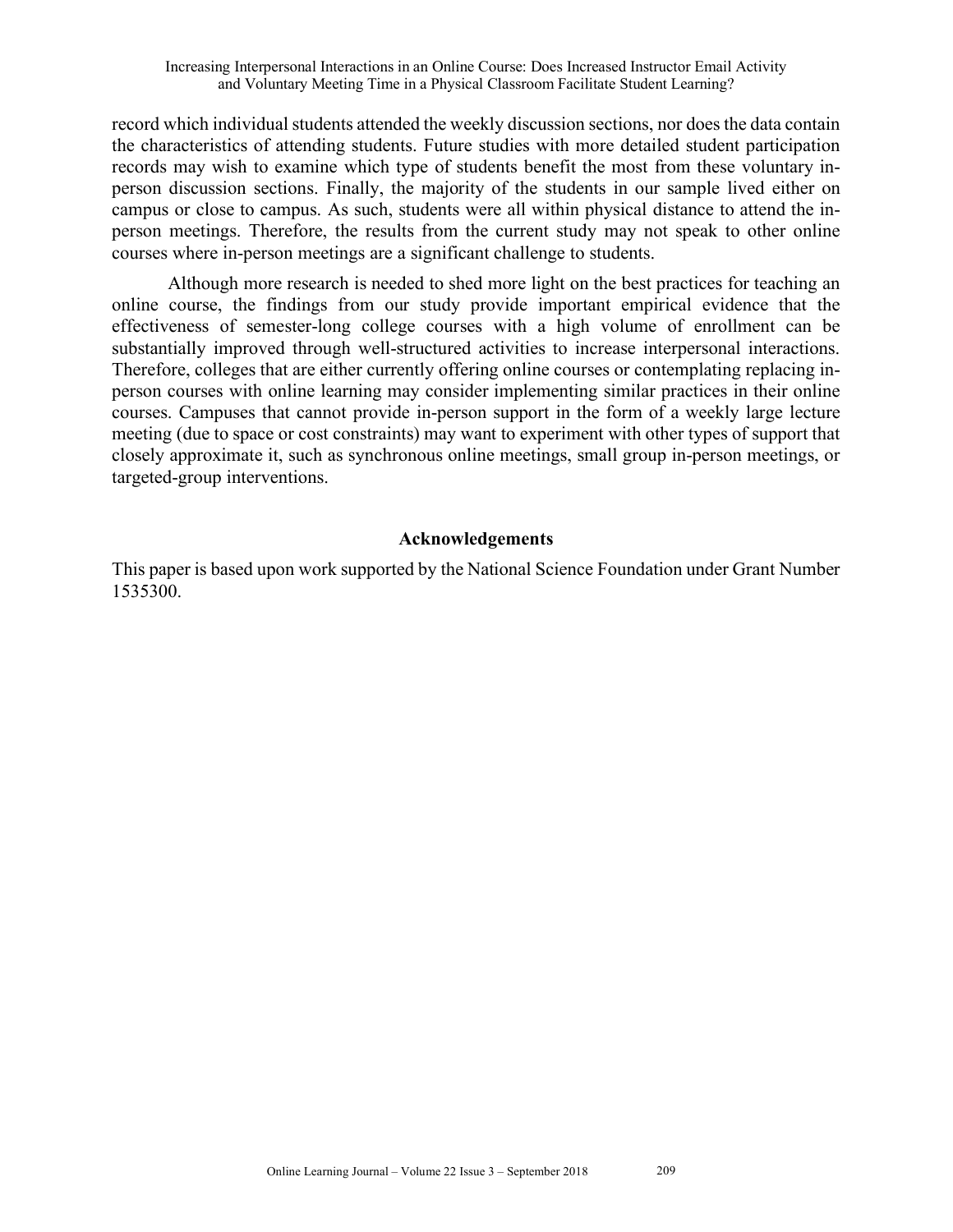record which individual students attended the weekly discussion sections, nor does the data contain the characteristics of attending students. Future studies with more detailed student participation records may wish to examine which type of students benefit the most from these voluntary in-person discussion sections. Finally, the majority of the students in our sample lived either on campus or close to campus. As such, students were all within physical distance to attend the in-person meetings. Therefore, the results from the current study may not speak to other online courses where in-person meetings are a significant challenge to students.

Although more research is needed to shed more light on the best practices for teaching an online course, the findings from our study provide important empirical evidence that the effectiveness of semester-long college courses with a high volume of enrollment can be substantially improved through well-structured activities to increase interpersonal interactions. Therefore, colleges that are either currently offering online courses or contemplating replacing in-person courses with online learning may consider implementing similar practices in their online courses. Campuses that cannot provide in-person support in the form of a weekly large lecture meeting (due to space or cost constraints) may want to experiment with other types of support that closely approximate it, such as synchronous online meetings, small group in-person meetings, or targeted-group interventions.

## Acknowledgements

This paper is based upon work supported by the National Science Foundation under Grant Number 1535300.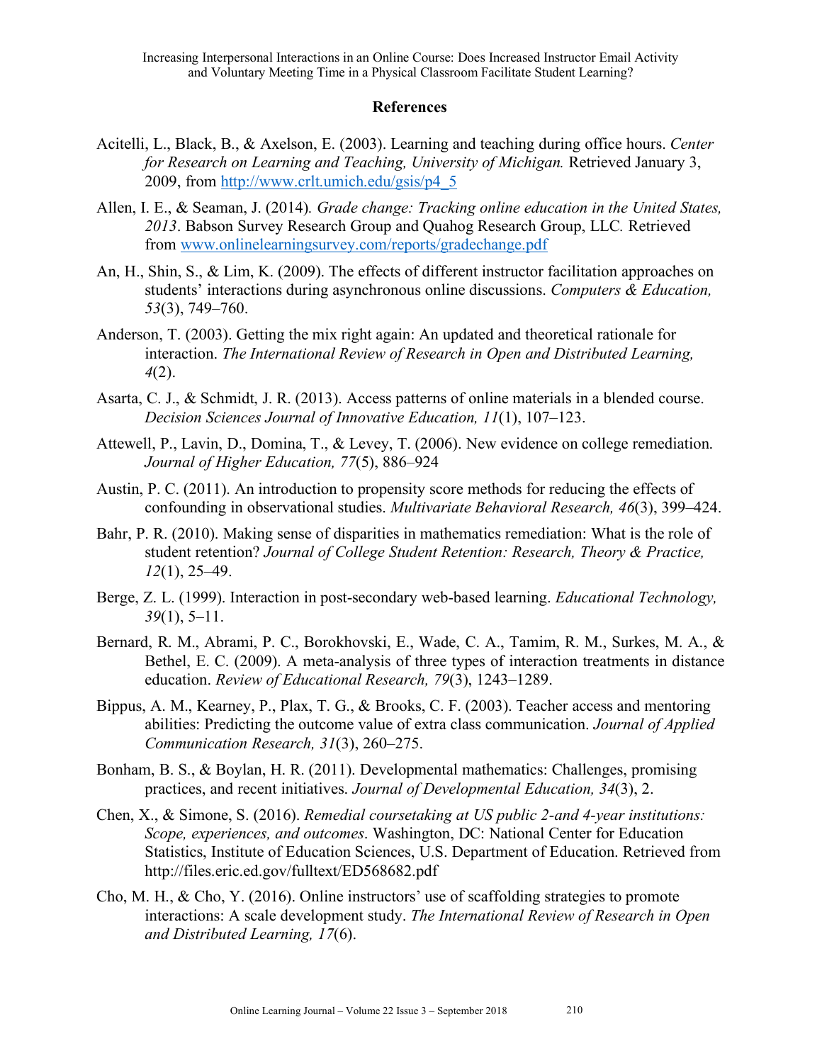## References

Acitelli, L., Black, B., & Axelson, E. (2003). Learning and teaching during office hours. *Center for Research on Learning and Teaching, University of Michigan.* Retrieved January 3, 2009, from http://www.crlt.umich.edu/gsis/p4_5

Allen, I. E., & Seaman, J. (2014). *Grade change: Tracking online education in the United States, 2013*. Babson Survey Research Group and Quahog Research Group, LLC. Retrieved from www.onlinelearningsurvey.com/reports/gradechange.pdf

An, H., Shin, S., & Lim, K. (2009). The effects of different instructor facilitation approaches on students' interactions during asynchronous online discussions. *Computers & Education, 53*(3), 749–760.

Anderson, T. (2003). Getting the mix right again: An updated and theoretical rationale for interaction. *The International Review of Research in Open and Distributed Learning, 4*(2).

Asarta, C. J., & Schmidt, J. R. (2013). Access patterns of online materials in a blended course. *Decision Sciences Journal of Innovative Education, 11*(1), 107–123.

Attewell, P., Lavin, D., Domina, T., & Levey, T. (2006). New evidence on college remediation. *Journal of Higher Education, 77*(5), 886–924

Austin, P. C. (2011). An introduction to propensity score methods for reducing the effects of confounding in observational studies. *Multivariate Behavioral Research, 46*(3), 399–424.

Bahr, P. R. (2010). Making sense of disparities in mathematics remediation: What is the role of student retention? *Journal of College Student Retention: Research, Theory & Practice, 12*(1), 25–49.

Berge, Z. L. (1999). Interaction in post-secondary web-based learning. *Educational Technology, 39*(1), 5–11.

Bernard, R. M., Abrami, P. C., Borokhovski, E., Wade, C. A., Tamim, R. M., Surkes, M. A., & Bethel, E. C. (2009). A meta-analysis of three types of interaction treatments in distance education. *Review of Educational Research, 79*(3), 1243–1289.

Bippus, A. M., Kearney, P., Plax, T. G., & Brooks, C. F. (2003). Teacher access and mentoring abilities: Predicting the outcome value of extra class communication. *Journal of Applied Communication Research, 31*(3), 260–275.

Bonham, B. S., & Boylan, H. R. (2011). Developmental mathematics: Challenges, promising practices, and recent initiatives. *Journal of Developmental Education, 34*(3), 2.

Chen, X., & Simone, S. (2016). *Remedial coursetaking at US public 2-and 4-year institutions: Scope, experiences, and outcomes*. Washington, DC: National Center for Education Statistics, Institute of Education Sciences, U.S. Department of Education. Retrieved from http://files.eric.ed.gov/fulltext/ED568682.pdf

Cho, M. H., & Cho, Y. (2016). Online instructors' use of scaffolding strategies to promote interactions: A scale development study. *The International Review of Research in Open and Distributed Learning, 17*(6).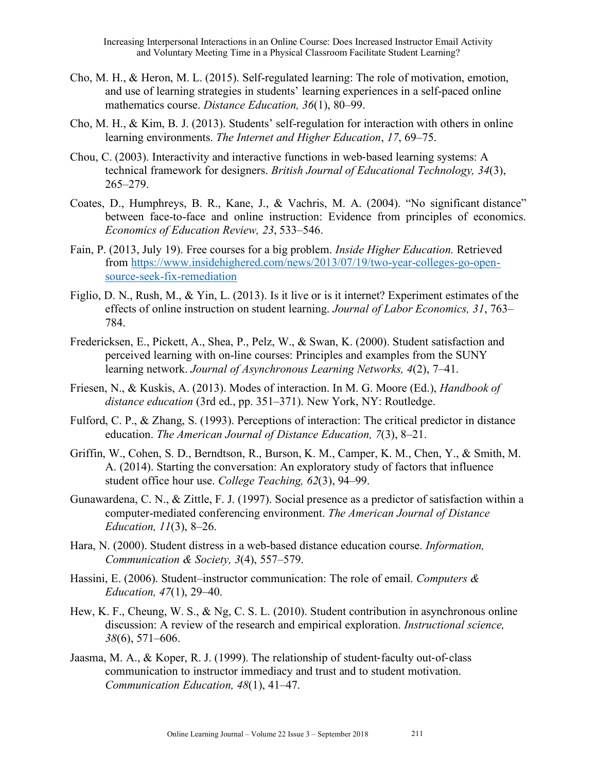Cho, M. H., & Heron, M. L. (2015). Self-regulated learning: The role of motivation, emotion, and use of learning strategies in students' learning experiences in a self-paced online mathematics course. *Distance Education, 36*(1), 80–99.

Cho, M. H., & Kim, B. J. (2013). Students' self-regulation for interaction with others in online learning environments. *The Internet and Higher Education*, *17*, 69–75.

Chou, C. (2003). Interactivity and interactive functions in web‐based learning systems: A technical framework for designers. *British Journal of Educational Technology, 34*(3), 265–279.

Coates, D., Humphreys, B. R., Kane, J., & Vachris, M. A. (2004). "No significant distance" between face-to-face and online instruction: Evidence from principles of economics. *Economics of Education Review, 23*, 533–546.

Fain, P. (2013, July 19). Free courses for a big problem. *Inside Higher Education.* Retrieved from https://www.insidehighered.com/news/2013/07/19/two-year-colleges-go-open-source-seek-fix-remediation

Figlio, D. N., Rush, M., & Yin, L. (2013). Is it live or is it internet? Experiment estimates of the effects of online instruction on student learning. *Journal of Labor Economics, 31*, 763–784.

Fredericksen, E., Pickett, A., Shea, P., Pelz, W., & Swan, K. (2000). Student satisfaction and perceived learning with on-line courses: Principles and examples from the SUNY learning network. *Journal of Asynchronous Learning Networks, 4*(2), 7–41.

Friesen, N., & Kuskis, A. (2013). Modes of interaction. In M. G. Moore (Ed.), *Handbook of distance education* (3rd ed., pp. 351–371). New York, NY: Routledge.

Fulford, C. P., & Zhang, S. (1993). Perceptions of interaction: The critical predictor in distance education. *The American Journal of Distance Education, 7*(3), 8–21.

Griffin, W., Cohen, S. D., Berndtson, R., Burson, K. M., Camper, K. M., Chen, Y., & Smith, M. A. (2014). Starting the conversation: An exploratory study of factors that influence student office hour use. *College Teaching, 62*(3), 94–99.

Gunawardena, C. N., & Zittle, F. J. (1997). Social presence as a predictor of satisfaction within a computer-mediated conferencing environment. *The American Journal of Distance Education, 11*(3), 8–26.

Hara, N. (2000). Student distress in a web-based distance education course. *Information, Communication & Society, 3*(4), 557–579.

Hassini, E. (2006). Student–instructor communication: The role of email. *Computers & Education, 47*(1), 29–40.

Hew, K. F., Cheung, W. S., & Ng, C. S. L. (2010). Student contribution in asynchronous online discussion: A review of the research and empirical exploration. *Instructional science, 38*(6), 571–606.

Jaasma, M. A., & Koper, R. J. (1999). The relationship of student‐faculty out‐of‐class communication to instructor immediacy and trust and to student motivation. *Communication Education, 48*(1), 41–47.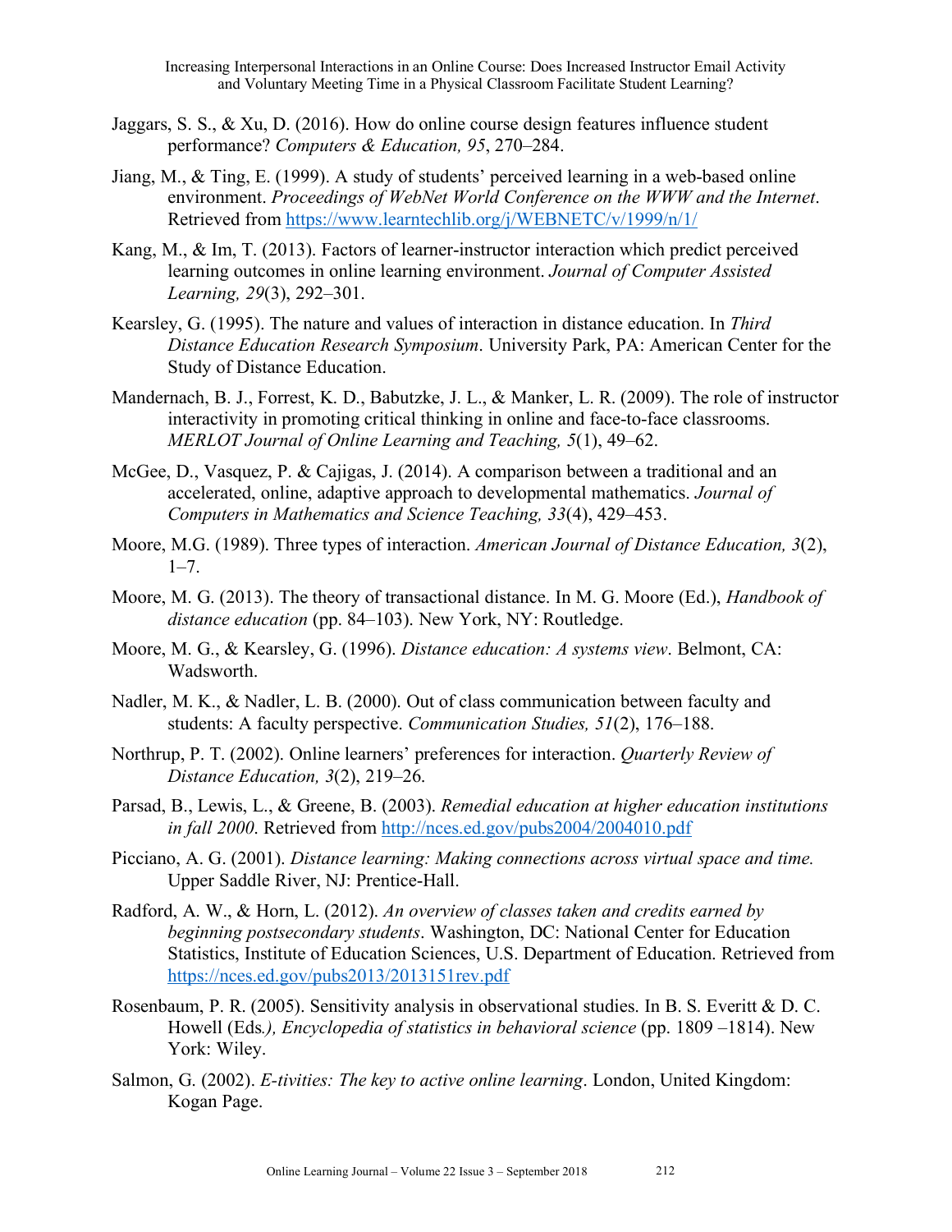Jaggars, S. S., & Xu, D. (2016). How do online course design features influence student performance? *Computers & Education, 95*, 270–284.

Jiang, M., & Ting, E. (1999). A study of students' perceived learning in a web-based online environment. *Proceedings of WebNet World Conference on the WWW and the Internet*. Retrieved from https://www.learntechlib.org/j/WEBNETC/v/1999/n/1/

Kang, M., & Im, T. (2013). Factors of learner-instructor interaction which predict perceived learning outcomes in online learning environment. *Journal of Computer Assisted Learning, 29*(3), 292–301.

Kearsley, G. (1995). The nature and values of interaction in distance education. In *Third Distance Education Research Symposium*. University Park, PA: American Center for the Study of Distance Education.

Mandernach, B. J., Forrest, K. D., Babutzke, J. L., & Manker, L. R. (2009). The role of instructor interactivity in promoting critical thinking in online and face-to-face classrooms. *MERLOT Journal of Online Learning and Teaching, 5*(1), 49–62.

McGee, D., Vasquez, P. & Cajigas, J. (2014). A comparison between a traditional and an accelerated, online, adaptive approach to developmental mathematics. *Journal of Computers in Mathematics and Science Teaching, 33*(4), 429–453.

Moore, M.G. (1989). Three types of interaction. *American Journal of Distance Education, 3*(2), 1–7.

Moore, M. G. (2013). The theory of transactional distance. In M. G. Moore (Ed.), *Handbook of distance education* (pp. 84–103). New York, NY: Routledge.

Moore, M. G., & Kearsley, G. (1996). *Distance education: A systems view*. Belmont, CA: Wadsworth.

Nadler, M. K., & Nadler, L. B. (2000). Out of class communication between faculty and students: A faculty perspective. *Communication Studies, 51*(2), 176–188.

Northrup, P. T. (2002). Online learners' preferences for interaction. *Quarterly Review of Distance Education, 3*(2), 219–26.

Parsad, B., Lewis, L., & Greene, B. (2003). *Remedial education at higher education institutions in fall 2000*. Retrieved from http://nces.ed.gov/pubs2004/2004010.pdf

Picciano, A. G. (2001). *Distance learning: Making connections across virtual space and time.* Upper Saddle River, NJ: Prentice-Hall.

Radford, A. W., & Horn, L. (2012). *An overview of classes taken and credits earned by beginning postsecondary students*. Washington, DC: National Center for Education Statistics, Institute of Education Sciences, U.S. Department of Education. Retrieved from https://nces.ed.gov/pubs2013/2013151rev.pdf

Rosenbaum, P. R. (2005). Sensitivity analysis in observational studies. In B. S. Everitt & D. C. Howell (Eds*.), Encyclopedia of statistics in behavioral science* (pp. 1809 –1814). New York: Wiley.

Salmon, G. (2002). *E-tivities: The key to active online learning*. London, United Kingdom: Kogan Page.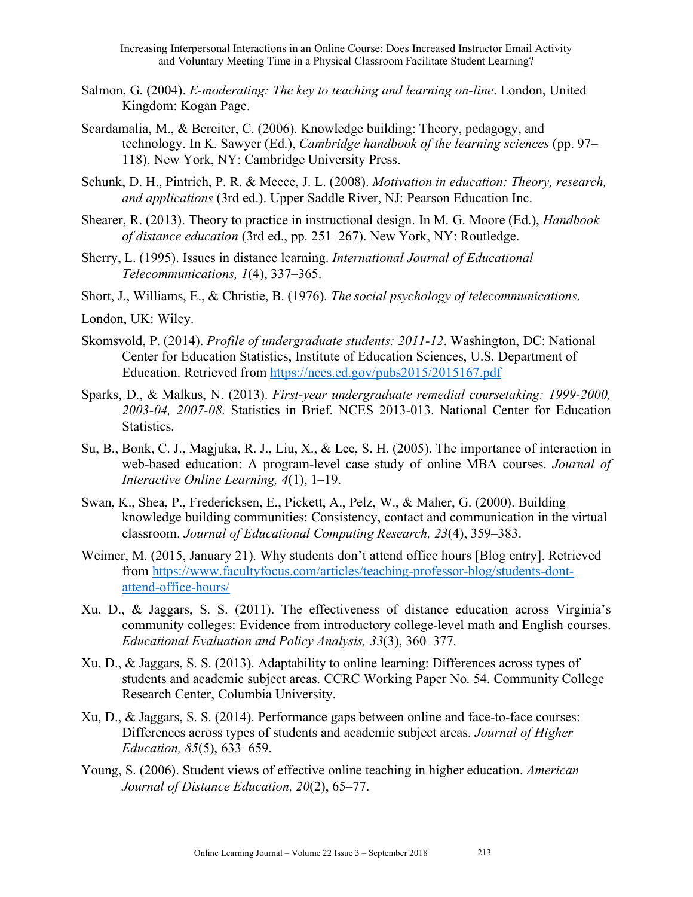Salmon, G. (2004). *E-moderating: The key to teaching and learning on-line*. London, United Kingdom: Kogan Page.

Scardamalia, M., & Bereiter, C. (2006). Knowledge building: Theory, pedagogy, and technology. In K. Sawyer (Ed.), *Cambridge handbook of the learning sciences* (pp. 97–118). New York, NY: Cambridge University Press.

Schunk, D. H., Pintrich, P. R. & Meece, J. L. (2008). *Motivation in education: Theory, research, and applications* (3rd ed.). Upper Saddle River, NJ: Pearson Education Inc.

Shearer, R. (2013). Theory to practice in instructional design. In M. G. Moore (Ed.), *Handbook of distance education* (3rd ed., pp. 251–267). New York, NY: Routledge.

Sherry, L. (1995). Issues in distance learning. *International Journal of Educational Telecommunications, 1*(4), 337–365.

Short, J., Williams, E., & Christie, B. (1976). *The social psychology of telecommunications*.

London, UK: Wiley.

Skomsvold, P. (2014). *Profile of undergraduate students: 2011-12*. Washington, DC: National Center for Education Statistics, Institute of Education Sciences, U.S. Department of Education. Retrieved from https://nces.ed.gov/pubs2015/2015167.pdf

Sparks, D., & Malkus, N. (2013). *First-year undergraduate remedial coursetaking: 1999-2000, 2003-04, 2007-08*. Statistics in Brief. NCES 2013-013. National Center for Education Statistics.

Su, B., Bonk, C. J., Magjuka, R. J., Liu, X., & Lee, S. H. (2005). The importance of interaction in web-based education: A program-level case study of online MBA courses. *Journal of Interactive Online Learning, 4*(1), 1–19.

Swan, K., Shea, P., Fredericksen, E., Pickett, A., Pelz, W., & Maher, G. (2000). Building knowledge building communities: Consistency, contact and communication in the virtual classroom. *Journal of Educational Computing Research, 23*(4), 359–383.

Weimer, M. (2015, January 21). Why students don't attend office hours [Blog entry]. Retrieved from https://www.facultyfocus.com/articles/teaching-professor-blog/students-dont-attend-office-hours/

Xu, D., & Jaggars, S. S. (2011). The effectiveness of distance education across Virginia's community colleges: Evidence from introductory college-level math and English courses. *Educational Evaluation and Policy Analysis, 33*(3), 360–377.

Xu, D., & Jaggars, S. S. (2013). Adaptability to online learning: Differences across types of students and academic subject areas. CCRC Working Paper No. 54. Community College Research Center, Columbia University.

Xu, D., & Jaggars, S. S. (2014). Performance gaps between online and face-to-face courses: Differences across types of students and academic subject areas. *Journal of Higher Education, 85*(5), 633–659.

Young, S. (2006). Student views of effective online teaching in higher education. *American Journal of Distance Education, 20*(2), 65–77.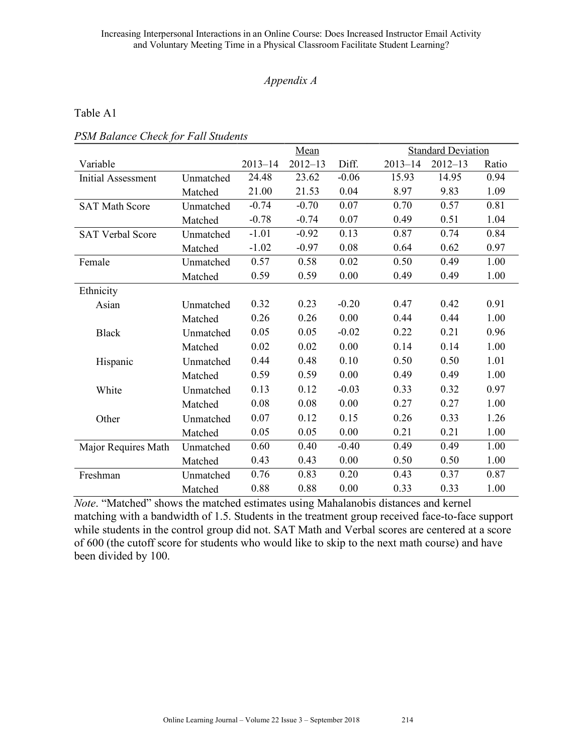## Appendix A

Table A1

*PSM Balance Check for Fall Students*

| Variable | | Mean | | | Standard Deviation | | |
|---|---|---|---|---|---|---|---|
| | | 2013–14 | 2012–13 | Diff. | 2013–14 | 2012–13 | Ratio |
| Initial Assessment | Unmatched | 24.48 | 23.62 | -0.06 | 15.93 | 14.95 | 0.94 |
| | Matched | 21.00 | 21.53 | 0.04 | 8.97 | 9.83 | 1.09 |
| SAT Math Score | Unmatched | -0.74 | -0.70 | 0.07 | 0.70 | 0.57 | 0.81 |
| | Matched | -0.78 | -0.74 | 0.07 | 0.49 | 0.51 | 1.04 |
| SAT Verbal Score | Unmatched | -1.01 | -0.92 | 0.13 | 0.87 | 0.74 | 0.84 |
| | Matched | -1.02 | -0.97 | 0.08 | 0.64 | 0.62 | 0.97 |
| Female | Unmatched | 0.57 | 0.58 | 0.02 | 0.50 | 0.49 | 1.00 |
| | Matched | 0.59 | 0.59 | 0.00 | 0.49 | 0.49 | 1.00 |
| Ethnicity | | | | | | | |
| Asian | Unmatched | 0.32 | 0.23 | -0.20 | 0.47 | 0.42 | 0.91 |
| | Matched | 0.26 | 0.26 | 0.00 | 0.44 | 0.44 | 1.00 |
| Black | Unmatched | 0.05 | 0.05 | -0.02 | 0.22 | 0.21 | 0.96 |
| | Matched | 0.02 | 0.02 | 0.00 | 0.14 | 0.14 | 1.00 |
| Hispanic | Unmatched | 0.44 | 0.48 | 0.10 | 0.50 | 0.50 | 1.01 |
| | Matched | 0.59 | 0.59 | 0.00 | 0.49 | 0.49 | 1.00 |
| White | Unmatched | 0.13 | 0.12 | -0.03 | 0.33 | 0.32 | 0.97 |
| | Matched | 0.08 | 0.08 | 0.00 | 0.27 | 0.27 | 1.00 |
| Other | Unmatched | 0.07 | 0.12 | 0.15 | 0.26 | 0.33 | 1.26 |
| | Matched | 0.05 | 0.05 | 0.00 | 0.21 | 0.21 | 1.00 |
| Major Requires Math | Unmatched | 0.60 | 0.40 | -0.40 | 0.49 | 0.49 | 1.00 |
| | Matched | 0.43 | 0.43 | 0.00 | 0.50 | 0.50 | 1.00 |
| Freshman | Unmatched | 0.76 | 0.83 | 0.20 | 0.43 | 0.37 | 0.87 |
| | Matched | 0.88 | 0.88 | 0.00 | 0.33 | 0.33 | 1.00 |

*Note*. "Matched" shows the matched estimates using Mahalanobis distances and kernel matching with a bandwidth of 1.5. Students in the treatment group received face-to-face support while students in the control group did not. SAT Math and Verbal scores are centered at a score of 600 (the cutoff score for students who would like to skip to the next math course) and have been divided by 100.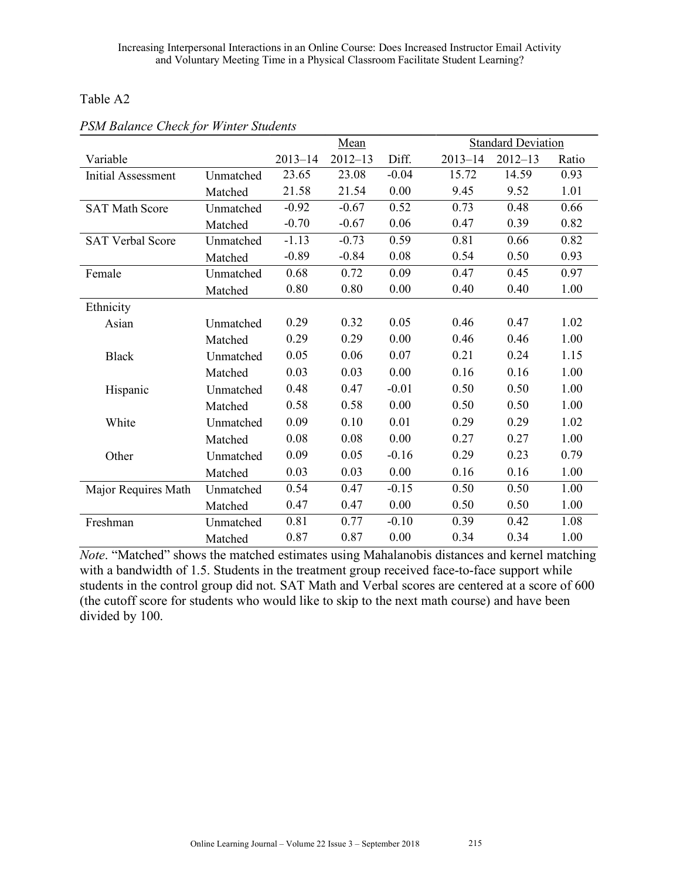Table A2

*PSM Balance Check for Winter Students*

| | | Mean | | | Standard Deviation | | |
|---|---|---|---|---|---|---|---|
| Variable | | 2013–14 | 2012–13 | Diff. | 2013–14 | 2012–13 | Ratio |
| Initial Assessment | Unmatched | 23.65 | 23.08 | -0.04 | 15.72 | 14.59 | 0.93 |
| | Matched | 21.58 | 21.54 | 0.00 | 9.45 | 9.52 | 1.01 |
| SAT Math Score | Unmatched | -0.92 | -0.67 | 0.52 | 0.73 | 0.48 | 0.66 |
| | Matched | -0.70 | -0.67 | 0.06 | 0.47 | 0.39 | 0.82 |
| SAT Verbal Score | Unmatched | -1.13 | -0.73 | 0.59 | 0.81 | 0.66 | 0.82 |
| | Matched | -0.89 | -0.84 | 0.08 | 0.54 | 0.50 | 0.93 |
| Female | Unmatched | 0.68 | 0.72 | 0.09 | 0.47 | 0.45 | 0.97 |
| | Matched | 0.80 | 0.80 | 0.00 | 0.40 | 0.40 | 1.00 |
| Ethnicity | | | | | | | |
| Asian | Unmatched | 0.29 | 0.32 | 0.05 | 0.46 | 0.47 | 1.02 |
| | Matched | 0.29 | 0.29 | 0.00 | 0.46 | 0.46 | 1.00 |
| Black | Unmatched | 0.05 | 0.06 | 0.07 | 0.21 | 0.24 | 1.15 |
| | Matched | 0.03 | 0.03 | 0.00 | 0.16 | 0.16 | 1.00 |
| Hispanic | Unmatched | 0.48 | 0.47 | -0.01 | 0.50 | 0.50 | 1.00 |
| | Matched | 0.58 | 0.58 | 0.00 | 0.50 | 0.50 | 1.00 |
| White | Unmatched | 0.09 | 0.10 | 0.01 | 0.29 | 0.29 | 1.02 |
| | Matched | 0.08 | 0.08 | 0.00 | 0.27 | 0.27 | 1.00 |
| Other | Unmatched | 0.09 | 0.05 | -0.16 | 0.29 | 0.23 | 0.79 |
| | Matched | 0.03 | 0.03 | 0.00 | 0.16 | 0.16 | 1.00 |
| Major Requires Math | Unmatched | 0.54 | 0.47 | -0.15 | 0.50 | 0.50 | 1.00 |
| | Matched | 0.47 | 0.47 | 0.00 | 0.50 | 0.50 | 1.00 |
| Freshman | Unmatched | 0.81 | 0.77 | -0.10 | 0.39 | 0.42 | 1.08 |
| | Matched | 0.87 | 0.87 | 0.00 | 0.34 | 0.34 | 1.00 |

*Note*. "Matched" shows the matched estimates using Mahalanobis distances and kernel matching with a bandwidth of 1.5. Students in the treatment group received face-to-face support while students in the control group did not. SAT Math and Verbal scores are centered at a score of 600 (the cutoff score for students who would like to skip to the next math course) and have been divided by 100.